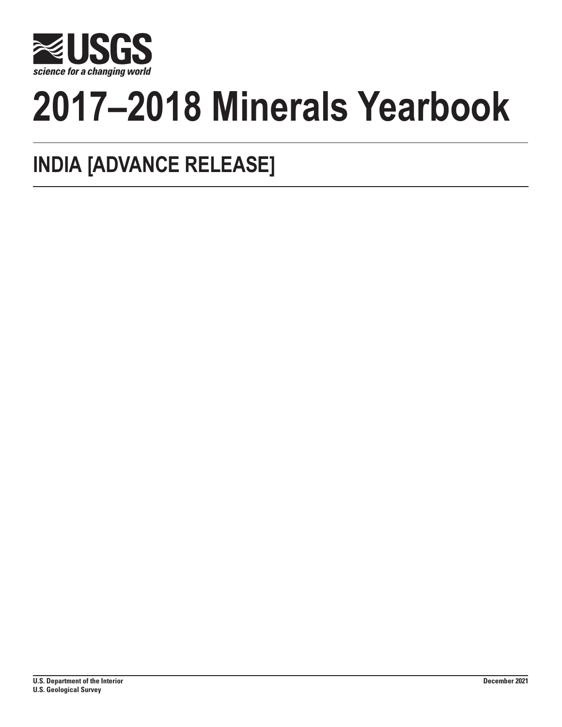USGS

science for a changing world

# 2017–2018 Minerals Yearbook

## INDIA [ADVANCE RELEASE]

U.S. Department of the Interior
U.S. Geological Survey

December 2021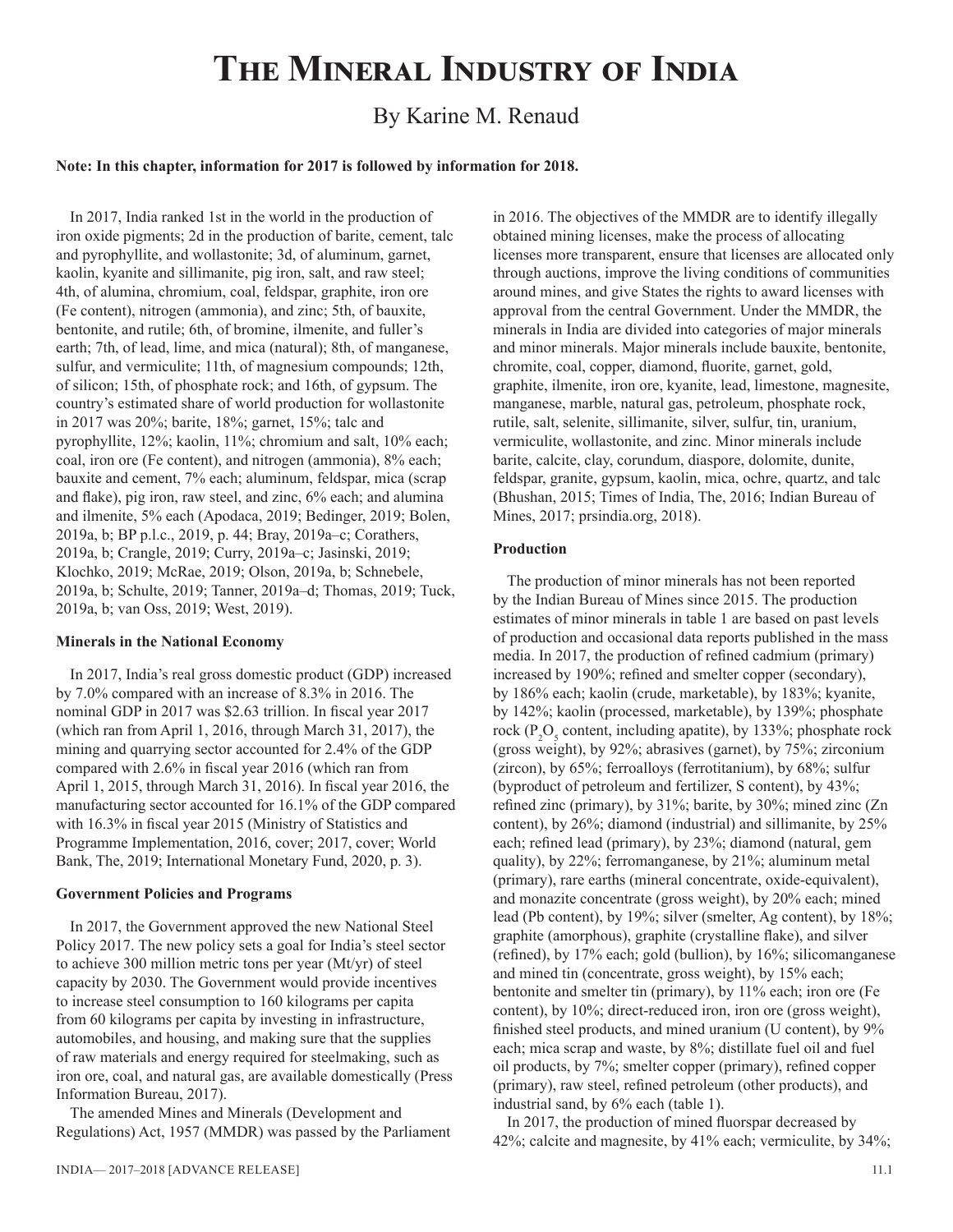# The Mineral Industry of India

By Karine M. Renaud

**Note: In this chapter, information for 2017 is followed by information for 2018.**

In 2017, India ranked 1st in the world in the production of iron oxide pigments; 2d in the production of barite, cement, talc and pyrophyllite, and wollastonite; 3d, of aluminum, garnet, kaolin, kyanite and sillimanite, pig iron, salt, and raw steel; 4th, of alumina, chromium, coal, feldspar, graphite, iron ore (Fe content), nitrogen (ammonia), and zinc; 5th, of bauxite, bentonite, and rutile; 6th, of bromine, ilmenite, and fuller's earth; 7th, of lead, lime, and mica (natural); 8th, of manganese, sulfur, and vermiculite; 11th, of magnesium compounds; 12th, of silicon; 15th, of phosphate rock; and 16th, of gypsum. The country's estimated share of world production for wollastonite in 2017 was 20%; barite, 18%; garnet, 15%; talc and pyrophyllite, 12%; kaolin, 11%; chromium and salt, 10% each; coal, iron ore (Fe content), and nitrogen (ammonia), 8% each; bauxite and cement, 7% each; aluminum, feldspar, mica (scrap and flake), pig iron, raw steel, and zinc, 6% each; and alumina and ilmenite, 5% each (Apodaca, 2019; Bedinger, 2019; Bolen, 2019a, b; BP p.l.c., 2019, p. 44; Bray, 2019a–c; Corathers, 2019a, b; Crangle, 2019; Curry, 2019a–c; Jasinski, 2019; Klochko, 2019; McRae, 2019; Olson, 2019a, b; Schnebele, 2019a, b; Schulte, 2019; Tanner, 2019a–d; Thomas, 2019; Tuck, 2019a, b; van Oss, 2019; West, 2019).

### Minerals in the National Economy

In 2017, India's real gross domestic product (GDP) increased by 7.0% compared with an increase of 8.3% in 2016. The nominal GDP in 2017 was $2.63 trillion. In fiscal year 2017 (which ran from April 1, 2016, through March 31, 2017), the mining and quarrying sector accounted for 2.4% of the GDP compared with 2.6% in fiscal year 2016 (which ran from April 1, 2015, through March 31, 2016). In fiscal year 2016, the manufacturing sector accounted for 16.1% of the GDP compared with 16.3% in fiscal year 2015 (Ministry of Statistics and Programme Implementation, 2016, cover; 2017, cover; World Bank, The, 2019; International Monetary Fund, 2020, p. 3).

### Government Policies and Programs

In 2017, the Government approved the new National Steel Policy 2017. The new policy sets a goal for India's steel sector to achieve 300 million metric tons per year (Mt/yr) of steel capacity by 2030. The Government would provide incentives to increase steel consumption to 160 kilograms per capita from 60 kilograms per capita by investing in infrastructure, automobiles, and housing, and making sure that the supplies of raw materials and energy required for steelmaking, such as iron ore, coal, and natural gas, are available domestically (Press Information Bureau, 2017).

The amended Mines and Minerals (Development and Regulations) Act, 1957 (MMDR) was passed by the Parliament in 2016. The objectives of the MMDR are to identify illegally obtained mining licenses, make the process of allocating licenses more transparent, ensure that licenses are allocated only through auctions, improve the living conditions of communities around mines, and give States the rights to award licenses with approval from the central Government. Under the MMDR, the minerals in India are divided into categories of major minerals and minor minerals. Major minerals include bauxite, bentonite, chromite, coal, copper, diamond, fluorite, garnet, gold, graphite, ilmenite, iron ore, kyanite, lead, limestone, magnesite, manganese, marble, natural gas, petroleum, phosphate rock, rutile, salt, selenite, sillimanite, silver, sulfur, tin, uranium, vermiculite, wollastonite, and zinc. Minor minerals include barite, calcite, clay, corundum, diaspore, dolomite, dunite, feldspar, granite, gypsum, kaolin, mica, ochre, quartz, and talc (Bhushan, 2015; Times of India, The, 2016; Indian Bureau of Mines, 2017; prsindia.org, 2018).

### Production

The production of minor minerals has not been reported by the Indian Bureau of Mines since 2015. The production estimates of minor minerals in table 1 are based on past levels of production and occasional data reports published in the mass media. In 2017, the production of refined cadmium (primary) increased by 190%; refined and smelter copper (secondary), by 186% each; kaolin (crude, marketable), by 183%; kyanite, by 142%; kaolin (processed, marketable), by 139%; phosphate rock ($P_2O_5$ content, including apatite), by 133%; phosphate rock (gross weight), by 92%; abrasives (garnet), by 75%; zirconium (zircon), by 65%; ferroalloys (ferrotitanium), by 68%; sulfur (byproduct of petroleum and fertilizer, S content), by 43%; refined zinc (primary), by 31%; barite, by 30%; mined zinc (Zn content), by 26%; diamond (industrial) and sillimanite, by 25% each; refined lead (primary), by 23%; diamond (natural, gem quality), by 22%; ferromanganese, by 21%; aluminum metal (primary), rare earths (mineral concentrate, oxide-equivalent), and monazite concentrate (gross weight), by 20% each; mined lead (Pb content), by 19%; silver (smelter, Ag content), by 18%; graphite (amorphous), graphite (crystalline flake), and silver (refined), by 17% each; gold (bullion), by 16%; silicomanganese and mined tin (concentrate, gross weight), by 15% each; bentonite and smelter tin (primary), by 11% each; iron ore (Fe content), by 10%; direct-reduced iron, iron ore (gross weight), finished steel products, and mined uranium (U content), by 9% each; mica scrap and waste, by 8%; distillate fuel oil and fuel oil products, by 7%; smelter copper (primary), refined copper (primary), raw steel, refined petroleum (other products), and industrial sand, by 6% each (table 1).

In 2017, the production of mined fluorspar decreased by 42%; calcite and magnesite, by 41% each; vermiculite, by 34%;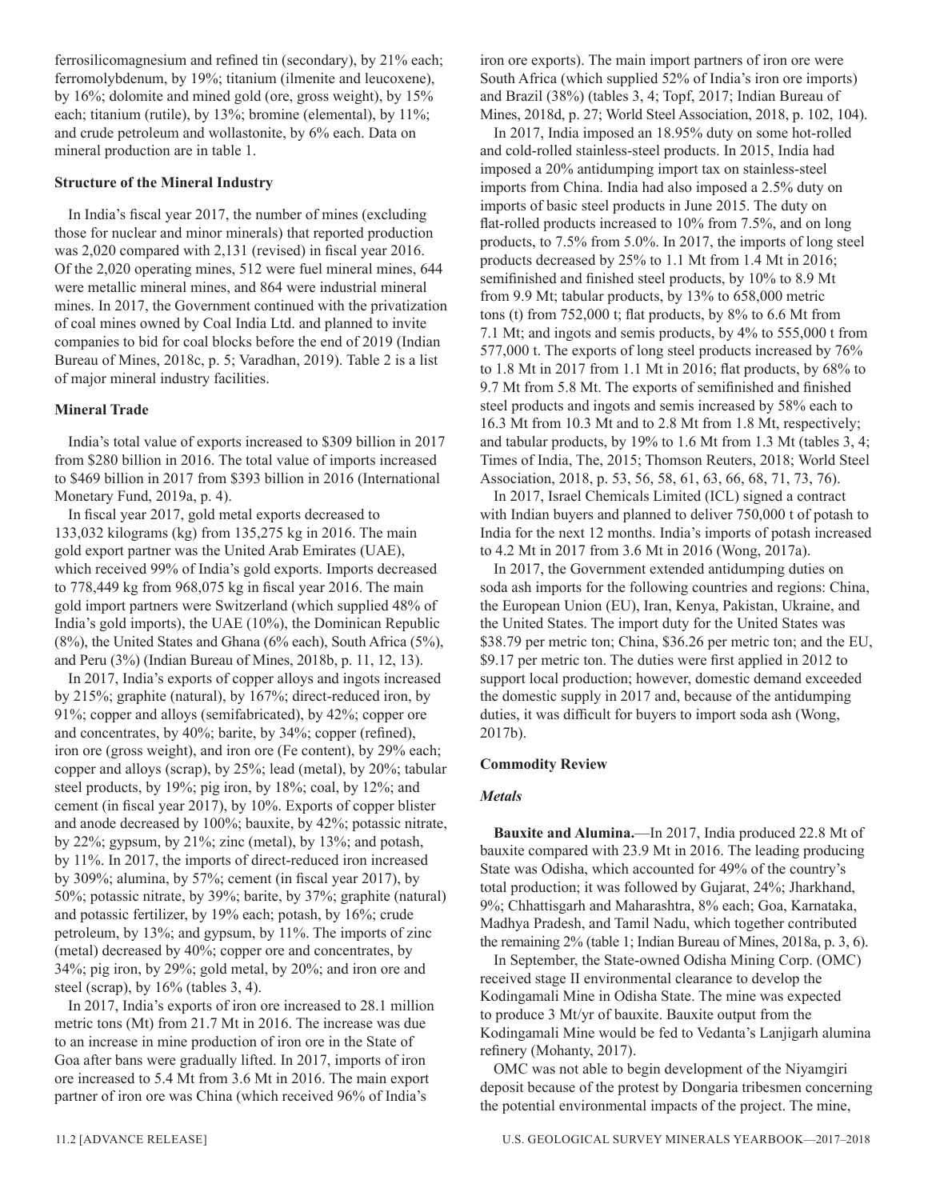ferrosilicomagnesium and refined tin (secondary), by 21% each; ferromolybdenum, by 19%; titanium (ilmenite and leucoxene), by 16%; dolomite and mined gold (ore, gross weight), by 15% each; titanium (rutile), by 13%; bromine (elemental), by 11%; and crude petroleum and wollastonite, by 6% each. Data on mineral production are in table 1.

**Structure of the Mineral Industry**

In India's fiscal year 2017, the number of mines (excluding those for nuclear and minor minerals) that reported production was 2,020 compared with 2,131 (revised) in fiscal year 2016. Of the 2,020 operating mines, 512 were fuel mineral mines, 644 were metallic mineral mines, and 864 were industrial mineral mines. In 2017, the Government continued with the privatization of coal mines owned by Coal India Ltd. and planned to invite companies to bid for coal blocks before the end of 2019 (Indian Bureau of Mines, 2018c, p. 5; Varadhan, 2019). Table 2 is a list of major mineral industry facilities.

**Mineral Trade**

India's total value of exports increased to $309 billion in 2017 from $280 billion in 2016. The total value of imports increased to $469 billion in 2017 from $393 billion in 2016 (International Monetary Fund, 2019a, p. 4).

In fiscal year 2017, gold metal exports decreased to 133,032 kilograms (kg) from 135,275 kg in 2016. The main gold export partner was the United Arab Emirates (UAE), which received 99% of India's gold exports. Imports decreased to 778,449 kg from 968,075 kg in fiscal year 2016. The main gold import partners were Switzerland (which supplied 48% of India's gold imports), the UAE (10%), the Dominican Republic (8%), the United States and Ghana (6% each), South Africa (5%), and Peru (3%) (Indian Bureau of Mines, 2018b, p. 11, 12, 13).

In 2017, India's exports of copper alloys and ingots increased by 215%; graphite (natural), by 167%; direct-reduced iron, by 91%; copper and alloys (semifabricated), by 42%; copper ore and concentrates, by 40%; barite, by 34%; copper (refined), iron ore (gross weight), and iron ore (Fe content), by 29% each; copper and alloys (scrap), by 25%; lead (metal), by 20%; tabular steel products, by 19%; pig iron, by 18%; coal, by 12%; and cement (in fiscal year 2017), by 10%. Exports of copper blister and anode decreased by 100%; bauxite, by 42%; potassic nitrate, by 22%; gypsum, by 21%; zinc (metal), by 13%; and potash, by 11%. In 2017, the imports of direct-reduced iron increased by 309%; alumina, by 57%; cement (in fiscal year 2017), by 50%; potassic nitrate, by 39%; barite, by 37%; graphite (natural) and potassic fertilizer, by 19% each; potash, by 16%; crude petroleum, by 13%; and gypsum, by 11%. The imports of zinc (metal) decreased by 40%; copper ore and concentrates, by 34%; pig iron, by 29%; gold metal, by 20%; and iron ore and steel (scrap), by 16% (tables 3, 4).

In 2017, India's exports of iron ore increased to 28.1 million metric tons (Mt) from 21.7 Mt in 2016. The increase was due to an increase in mine production of iron ore in the State of Goa after bans were gradually lifted. In 2017, imports of iron ore increased to 5.4 Mt from 3.6 Mt in 2016. The main export partner of iron ore was China (which received 96% of India's iron ore exports). The main import partners of iron ore were South Africa (which supplied 52% of India's iron ore imports) and Brazil (38%) (tables 3, 4; Topf, 2017; Indian Bureau of Mines, 2018d, p. 27; World Steel Association, 2018, p. 102, 104).

In 2017, India imposed an 18.95% duty on some hot-rolled and cold-rolled stainless-steel products. In 2015, India had imposed a 20% antidumping import tax on stainless-steel imports from China. India had also imposed a 2.5% duty on imports of basic steel products in June 2015. The duty on flat-rolled products increased to 10% from 7.5%, and on long products, to 7.5% from 5.0%. In 2017, the imports of long steel products decreased by 25% to 1.1 Mt from 1.4 Mt in 2016; semifinished and finished steel products, by 10% to 8.9 Mt from 9.9 Mt; tabular products, by 13% to 658,000 metric tons (t) from 752,000 t; flat products, by 8% to 6.6 Mt from 7.1 Mt; and ingots and semis products, by 4% to 555,000 t from 577,000 t. The exports of long steel products increased by 76% to 1.8 Mt in 2017 from 1.1 Mt in 2016; flat products, by 68% to 9.7 Mt from 5.8 Mt. The exports of semifinished and finished steel products and ingots and semis increased by 58% each to 16.3 Mt from 10.3 Mt and to 2.8 Mt from 1.8 Mt, respectively; and tabular products, by 19% to 1.6 Mt from 1.3 Mt (tables 3, 4; Times of India, The, 2015; Thomson Reuters, 2018; World Steel Association, 2018, p. 53, 56, 58, 61, 63, 66, 68, 71, 73, 76).

In 2017, Israel Chemicals Limited (ICL) signed a contract with Indian buyers and planned to deliver 750,000 t of potash to India for the next 12 months. India's imports of potash increased to 4.2 Mt in 2017 from 3.6 Mt in 2016 (Wong, 2017a).

In 2017, the Government extended antidumping duties on soda ash imports for the following countries and regions: China, the European Union (EU), Iran, Kenya, Pakistan, Ukraine, and the United States. The import duty for the United States was $38.79 per metric ton; China, $36.26 per metric ton; and the EU, $9.17 per metric ton. The duties were first applied in 2012 to support local production; however, domestic demand exceeded the domestic supply in 2017 and, because of the antidumping duties, it was difficult for buyers to import soda ash (Wong, 2017b).

**Commodity Review**

***Metals***

**Bauxite and Alumina.**—In 2017, India produced 22.8 Mt of bauxite compared with 23.9 Mt in 2016. The leading producing State was Odisha, which accounted for 49% of the country's total production; it was followed by Gujarat, 24%; Jharkhand, 9%; Chhattisgarh and Maharashtra, 8% each; Goa, Karnataka, Madhya Pradesh, and Tamil Nadu, which together contributed the remaining 2% (table 1; Indian Bureau of Mines, 2018a, p. 3, 6).

In September, the State-owned Odisha Mining Corp. (OMC) received stage II environmental clearance to develop the Kodingamali Mine in Odisha State. The mine was expected to produce 3 Mt/yr of bauxite. Bauxite output from the Kodingamali Mine would be fed to Vedanta's Lanjigarh alumina refinery (Mohanty, 2017).

OMC was not able to begin development of the Niyamgiri deposit because of the protest by Dongaria tribesmen concerning the potential environmental impacts of the project. The mine,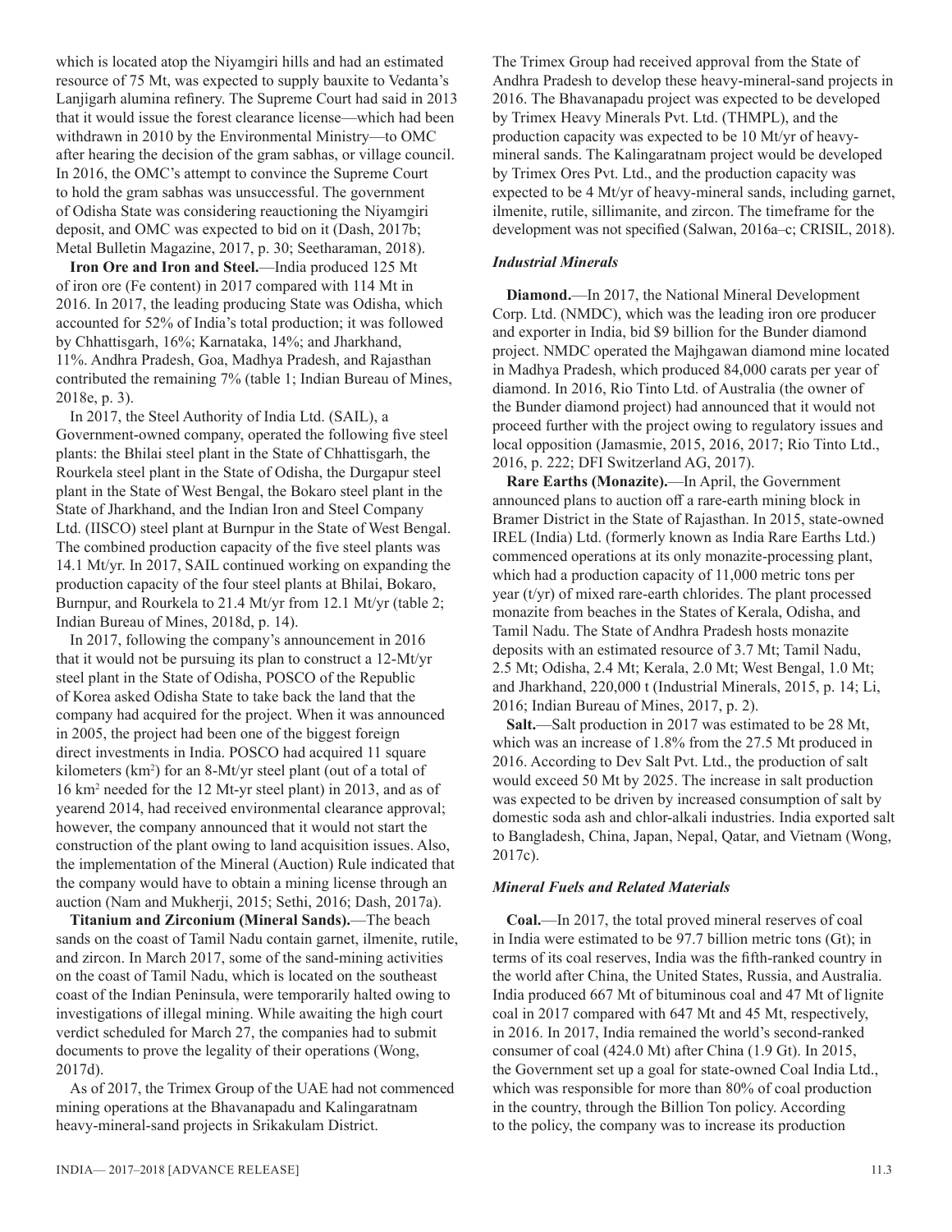which is located atop the Niyamgiri hills and had an estimated resource of 75 Mt, was expected to supply bauxite to Vedanta's Lanjigarh alumina refinery. The Supreme Court had said in 2013 that it would issue the forest clearance license—which had been withdrawn in 2010 by the Environmental Ministry—to OMC after hearing the decision of the gram sabhas, or village council. In 2016, the OMC's attempt to convince the Supreme Court to hold the gram sabhas was unsuccessful. The government of Odisha State was considering reauctioning the Niyamgiri deposit, and OMC was expected to bid on it (Dash, 2017b; Metal Bulletin Magazine, 2017, p. 30; Seetharaman, 2018).

**Iron Ore and Iron and Steel.**—India produced 125 Mt of iron ore (Fe content) in 2017 compared with 114 Mt in 2016. In 2017, the leading producing State was Odisha, which accounted for 52% of India's total production; it was followed by Chhattisgarh, 16%; Karnataka, 14%; and Jharkhand, 11%. Andhra Pradesh, Goa, Madhya Pradesh, and Rajasthan contributed the remaining 7% (table 1; Indian Bureau of Mines, 2018e, p. 3).

In 2017, the Steel Authority of India Ltd. (SAIL), a Government-owned company, operated the following five steel plants: the Bhilai steel plant in the State of Chhattisgarh, the Rourkela steel plant in the State of Odisha, the Durgapur steel plant in the State of West Bengal, the Bokaro steel plant in the State of Jharkhand, and the Indian Iron and Steel Company Ltd. (IISCO) steel plant at Burnpur in the State of West Bengal. The combined production capacity of the five steel plants was 14.1 Mt/yr. In 2017, SAIL continued working on expanding the production capacity of the four steel plants at Bhilai, Bokaro, Burnpur, and Rourkela to 21.4 Mt/yr from 12.1 Mt/yr (table 2; Indian Bureau of Mines, 2018d, p. 14).

In 2017, following the company's announcement in 2016 that it would not be pursuing its plan to construct a 12-Mt/yr steel plant in the State of Odisha, POSCO of the Republic of Korea asked Odisha State to take back the land that the company had acquired for the project. When it was announced in 2005, the project had been one of the biggest foreign direct investments in India. POSCO had acquired 11 square kilometers ($km^2$) for an 8-Mt/yr steel plant (out of a total of 16 $km^2$ needed for the 12 Mt-yr steel plant) in 2013, and as of yearend 2014, had received environmental clearance approval; however, the company announced that it would not start the construction of the plant owing to land acquisition issues. Also, the implementation of the Mineral (Auction) Rule indicated that the company would have to obtain a mining license through an auction (Nam and Mukherji, 2015; Sethi, 2016; Dash, 2017a).

**Titanium and Zirconium (Mineral Sands).**—The beach sands on the coast of Tamil Nadu contain garnet, ilmenite, rutile, and zircon. In March 2017, some of the sand-mining activities on the coast of Tamil Nadu, which is located on the southeast coast of the Indian Peninsula, were temporarily halted owing to investigations of illegal mining. While awaiting the high court verdict scheduled for March 27, the companies had to submit documents to prove the legality of their operations (Wong, 2017d).

As of 2017, the Trimex Group of the UAE had not commenced mining operations at the Bhavanapadu and Kalingaratnam heavy-mineral-sand projects in Srikakulam District. The Trimex Group had received approval from the State of Andhra Pradesh to develop these heavy-mineral-sand projects in 2016. The Bhavanapadu project was expected to be developed by Trimex Heavy Minerals Pvt. Ltd. (THMPL), and the production capacity was expected to be 10 Mt/yr of heavy-mineral sands. The Kalingaratnam project would be developed by Trimex Ores Pvt. Ltd., and the production capacity was expected to be 4 Mt/yr of heavy-mineral sands, including garnet, ilmenite, rutile, sillimanite, and zircon. The timeframe for the development was not specified (Salwan, 2016a–c; CRISIL, 2018).

### *Industrial Minerals*

**Diamond.**—In 2017, the National Mineral Development Corp. Ltd. (NMDC), which was the leading iron ore producer and exporter in India, bid \$9 billion for the Bunder diamond project. NMDC operated the Majhgawan diamond mine located in Madhya Pradesh, which produced 84,000 carats per year of diamond. In 2016, Rio Tinto Ltd. of Australia (the owner of the Bunder diamond project) had announced that it would not proceed further with the project owing to regulatory issues and local opposition (Jamasmie, 2015, 2016, 2017; Rio Tinto Ltd., 2016, p. 222; DFI Switzerland AG, 2017).

**Rare Earths (Monazite).**—In April, the Government announced plans to auction off a rare-earth mining block in Bramer District in the State of Rajasthan. In 2015, state-owned IREL (India) Ltd. (formerly known as India Rare Earths Ltd.) commenced operations at its only monazite-processing plant, which had a production capacity of 11,000 metric tons per year (t/yr) of mixed rare-earth chlorides. The plant processed monazite from beaches in the States of Kerala, Odisha, and Tamil Nadu. The State of Andhra Pradesh hosts monazite deposits with an estimated resource of 3.7 Mt; Tamil Nadu, 2.5 Mt; Odisha, 2.4 Mt; Kerala, 2.0 Mt; West Bengal, 1.0 Mt; and Jharkhand, 220,000 t (Industrial Minerals, 2015, p. 14; Li, 2016; Indian Bureau of Mines, 2017, p. 2).

**Salt.**—Salt production in 2017 was estimated to be 28 Mt, which was an increase of 1.8% from the 27.5 Mt produced in 2016. According to Dev Salt Pvt. Ltd., the production of salt would exceed 50 Mt by 2025. The increase in salt production was expected to be driven by increased consumption of salt by domestic soda ash and chlor-alkali industries. India exported salt to Bangladesh, China, Japan, Nepal, Qatar, and Vietnam (Wong, 2017c).

### *Mineral Fuels and Related Materials*

**Coal.**—In 2017, the total proved mineral reserves of coal in India were estimated to be 97.7 billion metric tons (Gt); in terms of its coal reserves, India was the fifth-ranked country in the world after China, the United States, Russia, and Australia. India produced 667 Mt of bituminous coal and 47 Mt of lignite coal in 2017 compared with 647 Mt and 45 Mt, respectively, in 2016. In 2017, India remained the world's second-ranked consumer of coal (424.0 Mt) after China (1.9 Gt). In 2015, the Government set up a goal for state-owned Coal India Ltd., which was responsible for more than 80% of coal production in the country, through the Billion Ton policy. According to the policy, the company was to increase its production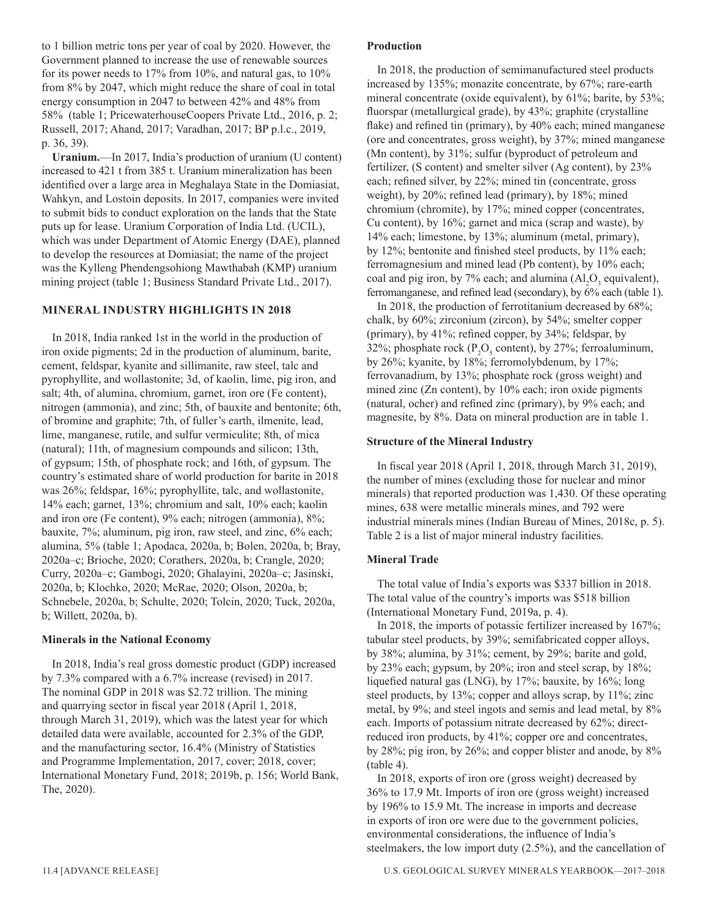to 1 billion metric tons per year of coal by 2020. However, the Government planned to increase the use of renewable sources for its power needs to 17% from 10%, and natural gas, to 10% from 8% by 2047, which might reduce the share of coal in total energy consumption in 2047 to between 42% and 48% from 58% (table 1; PricewaterhouseCoopers Private Ltd., 2016, p. 2; Russell, 2017; Ahand, 2017; Varadhan, 2017; BP p.l.c., 2019, p. 36, 39).

**Uranium.**—In 2017, India's production of uranium (U content) increased to 421 t from 385 t. Uranium mineralization has been identified over a large area in Meghalaya State in the Domiasiat, Wahkyn, and Lostoin deposits. In 2017, companies were invited to submit bids to conduct exploration on the lands that the State puts up for lease. Uranium Corporation of India Ltd. (UCIL), which was under Department of Atomic Energy (DAE), planned to develop the resources at Domiasiat; the name of the project was the Kylleng Phendengsohiong Mawthabah (KMP) uranium mining project (table 1; Business Standard Private Ltd., 2017).

## MINERAL INDUSTRY HIGHLIGHTS IN 2018

In 2018, India ranked 1st in the world in the production of iron oxide pigments; 2d in the production of aluminum, barite, cement, feldspar, kyanite and sillimanite, raw steel, talc and pyrophyllite, and wollastonite; 3d, of kaolin, lime, pig iron, and salt; 4th, of alumina, chromium, garnet, iron ore (Fe content), nitrogen (ammonia), and zinc; 5th, of bauxite and bentonite; 6th, of bromine and graphite; 7th, of fuller's earth, ilmenite, lead, lime, manganese, rutile, and sulfur vermiculite; 8th, of mica (natural); 11th, of magnesium compounds and silicon; 13th, of gypsum; 15th, of phosphate rock; and 16th, of gypsum. The country's estimated share of world production for barite in 2018 was 26%; feldspar, 16%; pyrophyllite, talc, and wollastonite, 14% each; garnet, 13%; chromium and salt, 10% each; kaolin and iron ore (Fe content), 9% each; nitrogen (ammonia), 8%; bauxite, 7%; aluminum, pig iron, raw steel, and zinc, 6% each; alumina, 5% (table 1; Apodaca, 2020a, b; Bolen, 2020a, b; Bray, 2020a–c; Brioche, 2020; Corathers, 2020a, b; Crangle, 2020; Curry, 2020a–c; Gambogi, 2020; Ghalayini, 2020a–c; Jasinski, 2020a, b; Klochko, 2020; McRae, 2020; Olson, 2020a, b; Schnebele, 2020a, b; Schulte, 2020; Tolcin, 2020; Tuck, 2020a, b; Willett, 2020a, b).

### Minerals in the National Economy

In 2018, India's real gross domestic product (GDP) increased by 7.3% compared with a 6.7% increase (revised) in 2017. The nominal GDP in 2018 was $2.72 trillion. The mining and quarrying sector in fiscal year 2018 (April 1, 2018, through March 31, 2019), which was the latest year for which detailed data were available, accounted for 2.3% of the GDP, and the manufacturing sector, 16.4% (Ministry of Statistics and Programme Implementation, 2017, cover; 2018, cover; International Monetary Fund, 2018; 2019b, p. 156; World Bank, The, 2020).

### Production

In 2018, the production of semimanufactured steel products increased by 135%; monazite concentrate, by 67%; rare-earth mineral concentrate (oxide equivalent), by 61%; barite, by 53%; fluorspar (metallurgical grade), by 43%; graphite (crystalline flake) and refined tin (primary), by 40% each; mined manganese (ore and concentrates, gross weight), by 37%; mined manganese (Mn content), by 31%; sulfur (byproduct of petroleum and fertilizer, (S content) and smelter silver (Ag content), by 23% each; refined silver, by 22%; mined tin (concentrate, gross weight), by 20%; refined lead (primary), by 18%; mined chromium (chromite), by 17%; mined copper (concentrates, Cu content), by 16%; garnet and mica (scrap and waste), by 14% each; limestone, by 13%; aluminum (metal, primary), by 12%; bentonite and finished steel products, by 11% each; ferromagnesium and mined lead (Pb content), by 10% each; coal and pig iron, by 7% each; and alumina ($Al_2O_3$ equivalent), ferromanganese, and refined lead (secondary), by 6% each (table 1).

In 2018, the production of ferrotitanium decreased by 68%; chalk, by 60%; zirconium (zircon), by 54%; smelter copper (primary), by 41%; refined copper, by 34%; feldspar, by 32%; phosphate rock ($P_2O_5$ content), by 27%; ferroaluminum, by 26%; kyanite, by 18%; ferromolybdenum, by 17%; ferrovanadium, by 13%; phosphate rock (gross weight) and mined zinc (Zn content), by 10% each; iron oxide pigments (natural, ocher) and refined zinc (primary), by 9% each; and magnesite, by 8%. Data on mineral production are in table 1.

### Structure of the Mineral Industry

In fiscal year 2018 (April 1, 2018, through March 31, 2019), the number of mines (excluding those for nuclear and minor minerals) that reported production was 1,430. Of these operating mines, 638 were metallic minerals mines, and 792 were industrial minerals mines (Indian Bureau of Mines, 2018c, p. 5). Table 2 is a list of major mineral industry facilities.

### Mineral Trade

The total value of India's exports was $337 billion in 2018. The total value of the country's imports was $518 billion (International Monetary Fund, 2019a, p. 4).

In 2018, the imports of potassic fertilizer increased by 167%; tabular steel products, by 39%; semifabricated copper alloys, by 38%; alumina, by 31%; cement, by 29%; barite and gold, by 23% each; gypsum, by 20%; iron and steel scrap, by 18%; liquefied natural gas (LNG), by 17%; bauxite, by 16%; long steel products, by 13%; copper and alloys scrap, by 11%; zinc metal, by 9%; and steel ingots and semis and lead metal, by 8% each. Imports of potassium nitrate decreased by 62%; direct-reduced iron products, by 41%; copper ore and concentrates, by 28%; pig iron, by 26%; and copper blister and anode, by 8% (table 4).

In 2018, exports of iron ore (gross weight) decreased by 36% to 17.9 Mt. Imports of iron ore (gross weight) increased by 196% to 15.9 Mt. The increase in imports and decrease in exports of iron ore were due to the government policies, environmental considerations, the influence of India's steelmakers, the low import duty (2.5%), and the cancellation of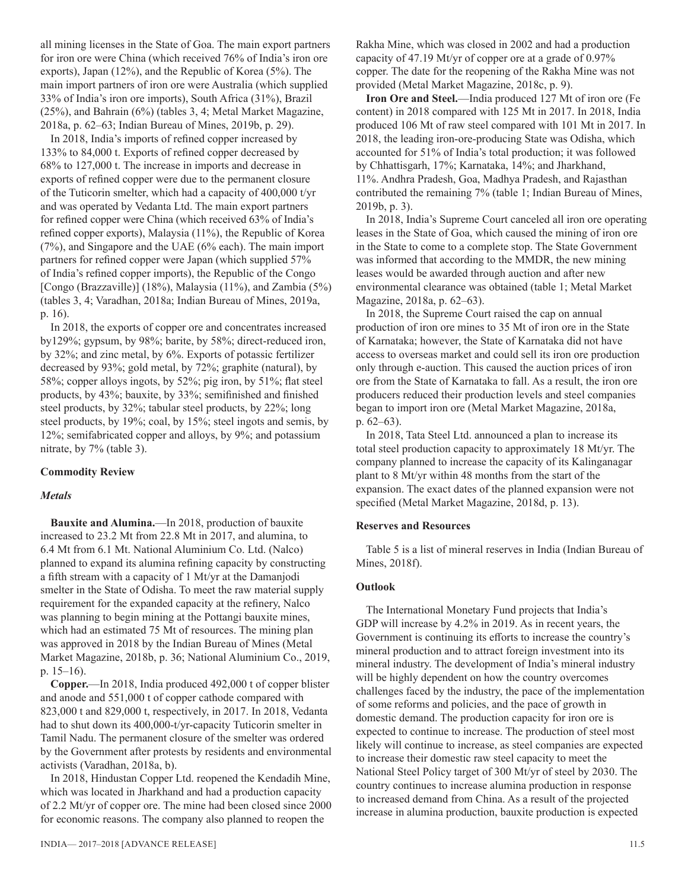all mining licenses in the State of Goa. The main export partners for iron ore were China (which received 76% of India's iron ore exports), Japan (12%), and the Republic of Korea (5%). The main import partners of iron ore were Australia (which supplied 33% of India's iron ore imports), South Africa (31%), Brazil (25%), and Bahrain (6%) (tables 3, 4; Metal Market Magazine, 2018a, p. 62–63; Indian Bureau of Mines, 2019b, p. 29).

In 2018, India's imports of refined copper increased by 133% to 84,000 t. Exports of refined copper decreased by 68% to 127,000 t. The increase in imports and decrease in exports of refined copper were due to the permanent closure of the Tuticorin smelter, which had a capacity of 400,000 t/yr and was operated by Vedanta Ltd. The main export partners for refined copper were China (which received 63% of India's refined copper exports), Malaysia (11%), the Republic of Korea (7%), and Singapore and the UAE (6% each). The main import partners for refined copper were Japan (which supplied 57% of India's refined copper imports), the Republic of the Congo [Congo (Brazzaville)] (18%), Malaysia (11%), and Zambia (5%) (tables 3, 4; Varadhan, 2018a; Indian Bureau of Mines, 2019a, p. 16).

In 2018, the exports of copper ore and concentrates increased by129%; gypsum, by 98%; barite, by 58%; direct-reduced iron, by 32%; and zinc metal, by 6%. Exports of potassic fertilizer decreased by 93%; gold metal, by 72%; graphite (natural), by 58%; copper alloys ingots, by 52%; pig iron, by 51%; flat steel products, by 43%; bauxite, by 33%; semifinished and finished steel products, by 32%; tabular steel products, by 22%; long steel products, by 19%; coal, by 15%; steel ingots and semis, by 12%; semifabricated copper and alloys, by 9%; and potassium nitrate, by 7% (table 3).

### Commodity Review

#### *Metals*

**Bauxite and Alumina.**—In 2018, production of bauxite increased to 23.2 Mt from 22.8 Mt in 2017, and alumina, to 6.4 Mt from 6.1 Mt. National Aluminium Co. Ltd. (Nalco) planned to expand its alumina refining capacity by constructing a fifth stream with a capacity of 1 Mt/yr at the Damanjodi smelter in the State of Odisha. To meet the raw material supply requirement for the expanded capacity at the refinery, Nalco was planning to begin mining at the Pottangi bauxite mines, which had an estimated 75 Mt of resources. The mining plan was approved in 2018 by the Indian Bureau of Mines (Metal Market Magazine, 2018b, p. 36; National Aluminium Co., 2019, p. 15–16).

**Copper.**—In 2018, India produced 492,000 t of copper blister and anode and 551,000 t of copper cathode compared with 823,000 t and 829,000 t, respectively, in 2017. In 2018, Vedanta had to shut down its 400,000-t/yr-capacity Tuticorin smelter in Tamil Nadu. The permanent closure of the smelter was ordered by the Government after protests by residents and environmental activists (Varadhan, 2018a, b).

In 2018, Hindustan Copper Ltd. reopened the Kendadih Mine, which was located in Jharkhand and had a production capacity of 2.2 Mt/yr of copper ore. The mine had been closed since 2000 for economic reasons. The company also planned to reopen the Rakha Mine, which was closed in 2002 and had a production capacity of 47.19 Mt/yr of copper ore at a grade of 0.97% copper. The date for the reopening of the Rakha Mine was not provided (Metal Market Magazine, 2018c, p. 9).

**Iron Ore and Steel.**—India produced 127 Mt of iron ore (Fe content) in 2018 compared with 125 Mt in 2017. In 2018, India produced 106 Mt of raw steel compared with 101 Mt in 2017. In 2018, the leading iron-ore-producing State was Odisha, which accounted for 51% of India's total production; it was followed by Chhattisgarh, 17%; Karnataka, 14%; and Jharkhand, 11%. Andhra Pradesh, Goa, Madhya Pradesh, and Rajasthan contributed the remaining 7% (table 1; Indian Bureau of Mines, 2019b, p. 3).

In 2018, India's Supreme Court canceled all iron ore operating leases in the State of Goa, which caused the mining of iron ore in the State to come to a complete stop. The State Government was informed that according to the MMDR, the new mining leases would be awarded through auction and after new environmental clearance was obtained (table 1; Metal Market Magazine, 2018a, p. 62–63).

In 2018, the Supreme Court raised the cap on annual production of iron ore mines to 35 Mt of iron ore in the State of Karnataka; however, the State of Karnataka did not have access to overseas market and could sell its iron ore production only through e-auction. This caused the auction prices of iron ore from the State of Karnataka to fall. As a result, the iron ore producers reduced their production levels and steel companies began to import iron ore (Metal Market Magazine, 2018a, p. 62–63).

In 2018, Tata Steel Ltd. announced a plan to increase its total steel production capacity to approximately 18 Mt/yr. The company planned to increase the capacity of its Kalinganagar plant to 8 Mt/yr within 48 months from the start of the expansion. The exact dates of the planned expansion were not specified (Metal Market Magazine, 2018d, p. 13).

### Reserves and Resources

Table 5 is a list of mineral reserves in India (Indian Bureau of Mines, 2018f).

### Outlook

The International Monetary Fund projects that India's GDP will increase by 4.2% in 2019. As in recent years, the Government is continuing its efforts to increase the country's mineral production and to attract foreign investment into its mineral industry. The development of India's mineral industry will be highly dependent on how the country overcomes challenges faced by the industry, the pace of the implementation of some reforms and policies, and the pace of growth in domestic demand. The production capacity for iron ore is expected to continue to increase. The production of steel most likely will continue to increase, as steel companies are expected to increase their domestic raw steel capacity to meet the National Steel Policy target of 300 Mt/yr of steel by 2030. The country continues to increase alumina production in response to increased demand from China. As a result of the projected increase in alumina production, bauxite production is expected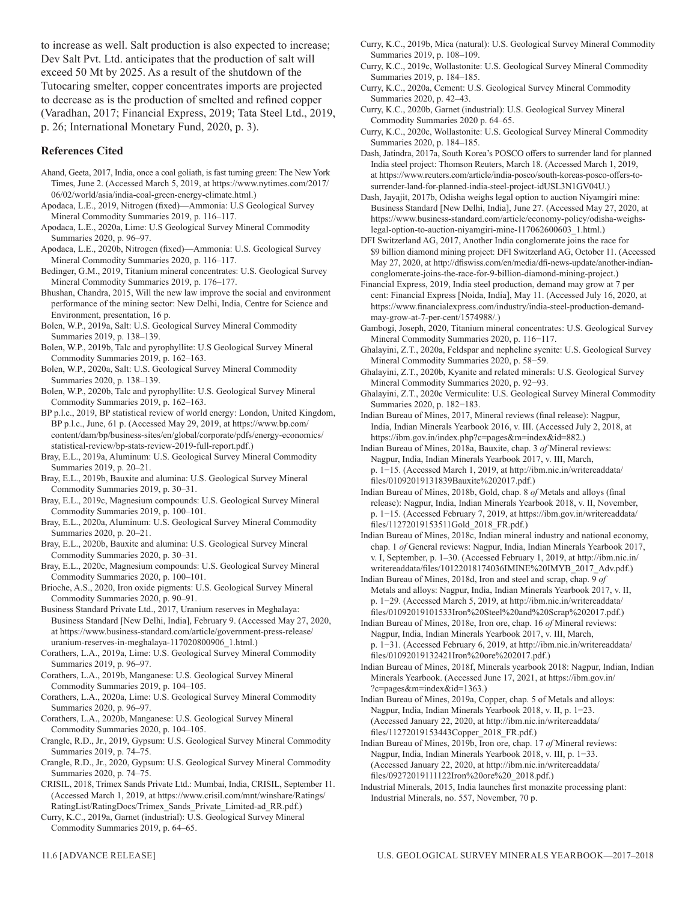to increase as well. Salt production is also expected to increase; Dev Salt Pvt. Ltd. anticipates that the production of salt will exceed 50 Mt by 2025. As a result of the shutdown of the Tutocaring smelter, copper concentrates imports are projected to decrease as is the production of smelted and refined copper (Varadhan, 2017; Financial Express, 2019; Tata Steel Ltd., 2019, p. 26; International Monetary Fund, 2020, p. 3).

### References Cited

Ahand, Geeta, 2017, India, once a coal goliath, is fast turning green: The New York Times, June 2. (Accessed March 5, 2019, at https://www.nytimes.com/2017/06/02/world/asia/india-coal-green-energy-climate.html.)

Apodaca, L.E., 2019, Nitrogen (fixed)—Ammonia: U.S Geological Survey Mineral Commodity Summaries 2019, p. 116–117.

Apodaca, L.E., 2020a, Lime: U.S Geological Survey Mineral Commodity Summaries 2020, p. 96–97.

Apodaca, L.E., 2020b, Nitrogen (fixed)—Ammonia: U.S. Geological Survey Mineral Commodity Summaries 2020, p. 116–117.

Bedinger, G.M., 2019, Titanium mineral concentrates: U.S. Geological Survey Mineral Commodity Summaries 2019, p. 176–177.

Bhushan, Chandra, 2015, Will the new law improve the social and environment performance of the mining sector: New Delhi, India, Centre for Science and Environment, presentation, 16 p.

Bolen, W.P., 2019a, Salt: U.S. Geological Survey Mineral Commodity Summaries 2019, p. 138–139.

Bolen, W.P., 2019b, Talc and pyrophyllite: U.S Geological Survey Mineral Commodity Summaries 2019, p. 162–163.

Bolen, W.P., 2020a, Salt: U.S. Geological Survey Mineral Commodity Summaries 2020, p. 138–139.

Bolen, W.P., 2020b, Talc and pyrophyllite: U.S. Geological Survey Mineral Commodity Summaries 2020, p. 162–163.

BP p.l.c., 2019, BP statistical review of world energy: London, United Kingdom, BP p.l.c., June, 61 p. (Accessed May 29, 2019, at https://www.bp.com/content/dam/bp/business-sites/en/global/corporate/pdfs/energy-economics/statistical-review/bp-stats-review-2019-full-report.pdf.)

Bray, E.L., 2019a, Aluminum: U.S. Geological Survey Mineral Commodity Summaries 2019, p. 20–21.

Bray, E.L., 2019b, Bauxite and alumina: U.S. Geological Survey Mineral Commodity Summaries 2019, p. 30–31.

Bray, E.L., 2019c, Magnesium compounds: U.S. Geological Survey Mineral Commodity Summaries 2019, p. 100–101.

Bray, E.L., 2020a, Aluminum: U.S. Geological Survey Mineral Commodity Summaries 2020, p. 20–21.

Bray, E.L., 2020b, Bauxite and alumina: U.S. Geological Survey Mineral Commodity Summaries 2020, p. 30–31.

Bray, E.L., 2020c, Magnesium compounds: U.S. Geological Survey Mineral Commodity Summaries 2020, p. 100–101.

Brioche, A.S., 2020, Iron oxide pigments: U.S. Geological Survey Mineral Commodity Summaries 2020, p. 90–91.

Business Standard Private Ltd., 2017, Uranium reserves in Meghalaya: Business Standard [New Delhi, India], February 9. (Accessed May 27, 2020, at https://www.business-standard.com/article/government-press-release/uranium-reserves-in-meghalaya-117020800906_1.html.)

Corathers, L.A., 2019a, Lime: U.S. Geological Survey Mineral Commodity Summaries 2019, p. 96–97.

Corathers, L.A., 2019b, Manganese: U.S. Geological Survey Mineral Commodity Summaries 2019, p. 104–105.

Corathers, L.A., 2020a, Lime: U.S. Geological Survey Mineral Commodity Summaries 2020, p. 96–97.

Corathers, L.A., 2020b, Manganese: U.S. Geological Survey Mineral Commodity Summaries 2020, p. 104–105.

Crangle, R.D., Jr., 2019, Gypsum: U.S. Geological Survey Mineral Commodity Summaries 2019, p. 74–75.

Crangle, R.D., Jr., 2020, Gypsum: U.S. Geological Survey Mineral Commodity Summaries 2020, p. 74–75.

CRISIL, 2018, Trimex Sands Private Ltd.: Mumbai, India, CRISIL, September 11. (Accessed March 1, 2019, at https://www.crisil.com/mnt/winshare/Ratings/RatingList/RatingDocs/Trimex_Sands_Private_Limited-ad_RR.pdf.)

Curry, K.C., 2019a, Garnet (industrial): U.S. Geological Survey Mineral Commodity Summaries 2019, p. 64–65.

Curry, K.C., 2019b, Mica (natural): U.S. Geological Survey Mineral Commodity Summaries 2019, p. 108–109.

Curry, K.C., 2019c, Wollastonite: U.S. Geological Survey Mineral Commodity Summaries 2019, p. 184–185.

Curry, K.C., 2020a, Cement: U.S. Geological Survey Mineral Commodity Summaries 2020, p. 42–43.

Curry, K.C., 2020b, Garnet (industrial): U.S. Geological Survey Mineral Commodity Summaries 2020 p. 64–65.

Curry, K.C., 2020c, Wollastonite: U.S. Geological Survey Mineral Commodity Summaries 2020, p. 184–185.

Dash, Jatindra, 2017a, South Korea's POSCO offers to surrender land for planned India steel project: Thomson Reuters, March 18. (Accessed March 1, 2019, at https://www.reuters.com/article/india-posco/south-koreas-posco-offers-to-surrender-land-for-planned-india-steel-project-idUSL3N1GV04U.)

Dash, Jayajit, 2017b, Odisha weighs legal option to auction Niyamgiri mine: Business Standard [New Delhi, India], June 27. (Accessed May 27, 2020, at https://www.business-standard.com/article/economy-policy/odisha-weighs-legal-option-to-auction-niyamgiri-mine-117062600603_1.html.)

DFI Switzerland AG, 2017, Another India conglomerate joins the race for $9 billion diamond mining project: DFI Switzerland AG, October 11. (Accessed May 27, 2020, at http://dfiswiss.com/en/media/dfi-news-update/another-indian-conglomerate-joins-the-race-for-9-billion-diamond-mining-project.)

Financial Express, 2019, India steel production, demand may grow at 7 per cent: Financial Express [Noida, India], May 11. (Accessed July 16, 2020, at https://www.financialexpress.com/industry/india-steel-production-demand-may-grow-at-7-per-cent/1574988/.)

Gambogi, Joseph, 2020, Titanium mineral concentrates: U.S. Geological Survey Mineral Commodity Summaries 2020, p. 116–117.

Ghalayini, Z.T., 2020a, Feldspar and nepheline syenite: U.S. Geological Survey Mineral Commodity Summaries 2020, p. 58−59.

Ghalayini, Z.T., 2020b, Kyanite and related minerals: U.S. Geological Survey Mineral Commodity Summaries 2020, p. 92−93.

Ghalayini, Z.T., 2020c Vermiculite: U.S. Geological Survey Mineral Commodity Summaries 2020, p. 182−183.

Indian Bureau of Mines, 2017, Mineral reviews (final release): Nagpur, India, Indian Minerals Yearbook 2016, v. III. (Accessed July 2, 2018, at https://ibm.gov.in/index.php?c=pages&m=index&id=882.)

Indian Bureau of Mines, 2018a, Bauxite, chap. 3 *of* Mineral reviews: Nagpur, India, Indian Minerals Yearbook 2017, v. III, March, p. 1−15. (Accessed March 1, 2019, at http://ibm.nic.in/writereaddata/files/01092019131839Bauxite%202017.pdf.)

Indian Bureau of Mines, 2018b, Gold, chap. 8 *of* Metals and alloys (final release): Nagpur, India, Indian Minerals Yearbook 2018, v. II, November, p. 1−15. (Accessed February 7, 2019, at https://ibm.gov.in/writereaddata/files/11272019153511Gold_2018_FR.pdf.)

Indian Bureau of Mines, 2018c, Indian mineral industry and national economy, chap. 1 *of* General reviews: Nagpur, India, Indian Minerals Yearbook 2017, v. I, September, p. 1–30. (Accessed February 1, 2019, at http://ibm.nic.in/writereaddata/files/10122018174036IMINE%20IMYB_2017_Adv.pdf.)

Indian Bureau of Mines, 2018d, Iron and steel and scrap, chap. 9 *of* Metals and alloys: Nagpur, India, Indian Minerals Yearbook 2017, v. II, p. 1−29. (Accessed March 5, 2019, at http://ibm.nic.in/writereaddata/files/01092019101533Iron%20Steel%20and%20Scrap%202017.pdf.)

Indian Bureau of Mines, 2018e, Iron ore, chap. 16 *of* Mineral reviews: Nagpur, India, Indian Minerals Yearbook 2017, v. III, March, p. 1−31. (Accessed February 6, 2019, at http://ibm.nic.in/writereaddata/files/01092019132421Iron%20ore%202017.pdf.)

Indian Bureau of Mines, 2018f, Minerals yearbook 2018: Nagpur, Indian, Indian Minerals Yearbook. (Accessed June 17, 2021, at https://ibm.gov.in/?c=pages&m=index&id=1363.)

Indian Bureau of Mines, 2019a, Copper, chap. 5 of Metals and alloys: Nagpur, India, Indian Minerals Yearbook 2018, v. II, p. 1−23. (Accessed January 22, 2020, at http://ibm.nic.in/writereaddata/files/11272019153443Copper_2018_FR.pdf.)

Indian Bureau of Mines, 2019b, Iron ore, chap. 17 *of* Mineral reviews: Nagpur, India, Indian Minerals Yearbook 2018, v. III, p. 1−33. (Accessed January 22, 2020, at http://ibm.nic.in/writereaddata/files/09272019111122Iron%20ore%20_2018.pdf.)

Industrial Minerals, 2015, India launches first monazite processing plant: Industrial Minerals, no. 557, November, 70 p.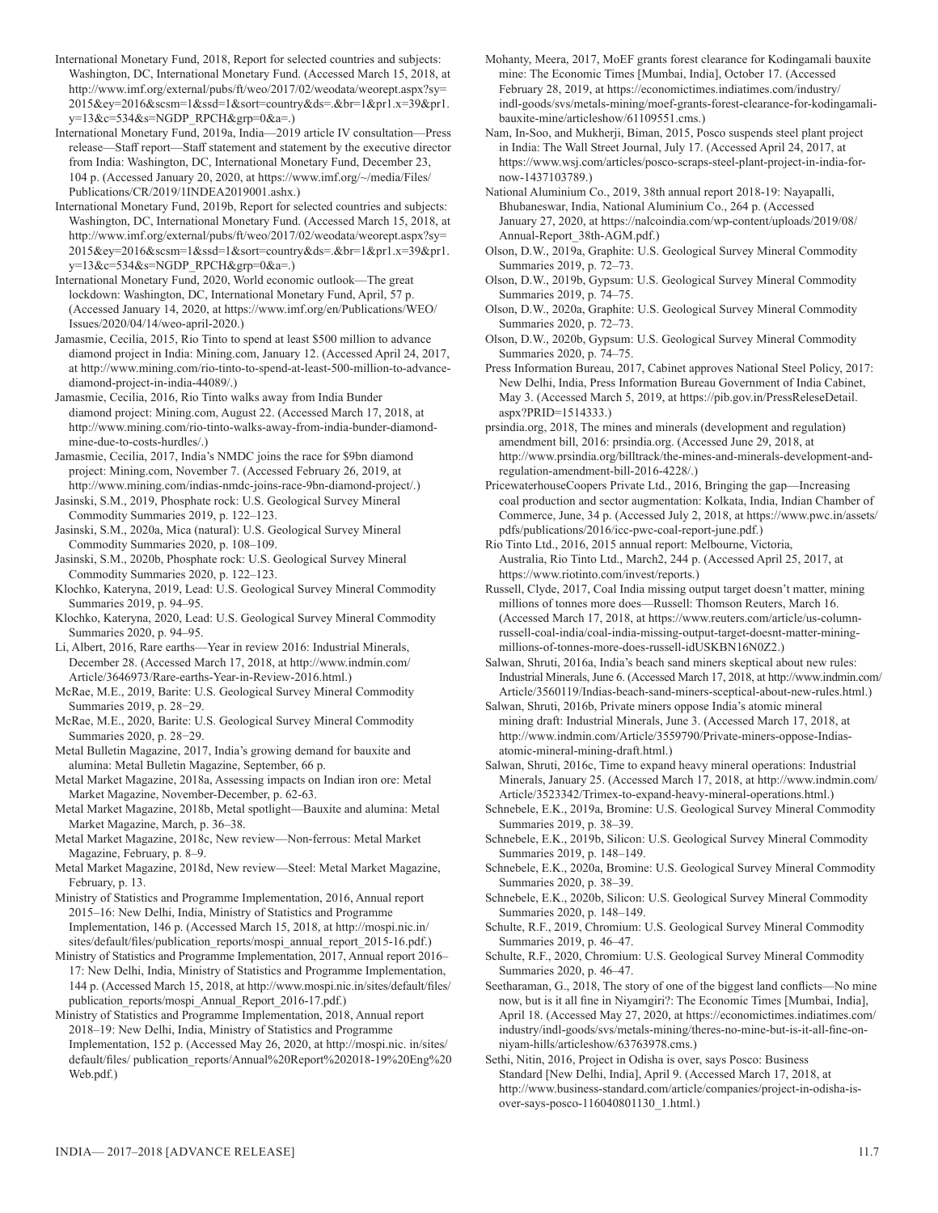International Monetary Fund, 2018, Report for selected countries and subjects: Washington, DC, International Monetary Fund. (Accessed March 15, 2018, at http://www.imf.org/external/pubs/ft/weo/2017/02/weodata/weorept.aspx?sy=2015&ey=2016&scsm=1&ssd=1&sort=country&ds=.&br=1&pr1.x=39&pr1.y=13&c=534&s=NGDP_RPCH&grp=0&a=.)

International Monetary Fund, 2019a, India—2019 article IV consultation—Press release—Staff report—Staff statement and statement by the executive director from India: Washington, DC, International Monetary Fund, December 23, 104 p. (Accessed January 20, 2020, at https://www.imf.org/~/media/Files/Publications/CR/2019/1INDEA2019001.ashx.)

International Monetary Fund, 2019b, Report for selected countries and subjects: Washington, DC, International Monetary Fund. (Accessed March 15, 2018, at http://www.imf.org/external/pubs/ft/weo/2017/02/weodata/weorept.aspx?sy=2015&ey=2016&scsm=1&ssd=1&sort=country&ds=.&br=1&pr1.x=39&pr1.y=13&c=534&s=NGDP_RPCH&grp=0&a=.)

International Monetary Fund, 2020, World economic outlook—The great lockdown: Washington, DC, International Monetary Fund, April, 57 p. (Accessed January 14, 2020, at https://www.imf.org/en/Publications/WEO/Issues/2020/04/14/weo-april-2020.)

Jamasmie, Cecilia, 2015, Rio Tinto to spend at least $500 million to advance diamond project in India: Mining.com, January 12. (Accessed April 24, 2017, at http://www.mining.com/rio-tinto-to-spend-at-least-500-million-to-advance-diamond-project-in-india-44089/.)

Jamasmie, Cecilia, 2016, Rio Tinto walks away from India Bunder diamond project: Mining.com, August 22. (Accessed March 17, 2018, at http://www.mining.com/rio-tinto-walks-away-from-india-bunder-diamond-mine-due-to-costs-hurdles/.)

Jamasmie, Cecilia, 2017, India's NMDC joins the race for $9bn diamond project: Mining.com, November 7. (Accessed February 26, 2019, at http://www.mining.com/indias-nmdc-joins-race-9bn-diamond-project/.)

Jasinski, S.M., 2019, Phosphate rock: U.S. Geological Survey Mineral Commodity Summaries 2019, p. 122–123.

Jasinski, S.M., 2020a, Mica (natural): U.S. Geological Survey Mineral Commodity Summaries 2020, p. 108–109.

Jasinski, S.M., 2020b, Phosphate rock: U.S. Geological Survey Mineral Commodity Summaries 2020, p. 122–123.

Klochko, Kateryna, 2019, Lead: U.S. Geological Survey Mineral Commodity Summaries 2019, p. 94–95.

Klochko, Kateryna, 2020, Lead: U.S. Geological Survey Mineral Commodity Summaries 2020, p. 94–95.

Li, Albert, 2016, Rare earths—Year in review 2016: Industrial Minerals, December 28. (Accessed March 17, 2018, at http://www.indmin.com/Article/3646973/Rare-earths-Year-in-Review-2016.html.)

McRae, M.E., 2019, Barite: U.S. Geological Survey Mineral Commodity Summaries 2019, p. 28−29.

McRae, M.E., 2020, Barite: U.S. Geological Survey Mineral Commodity Summaries 2020, p. 28−29.

Metal Bulletin Magazine, 2017, India's growing demand for bauxite and alumina: Metal Bulletin Magazine, September, 66 p.

Metal Market Magazine, 2018a, Assessing impacts on Indian iron ore: Metal Market Magazine, November-December, p. 62-63.

Metal Market Magazine, 2018b, Metal spotlight—Bauxite and alumina: Metal Market Magazine, March, p. 36–38.

Metal Market Magazine, 2018c, New review—Non-ferrous: Metal Market Magazine, February, p. 8–9.

Metal Market Magazine, 2018d, New review—Steel: Metal Market Magazine, February, p. 13.

Ministry of Statistics and Programme Implementation, 2016, Annual report 2015–16: New Delhi, India, Ministry of Statistics and Programme Implementation, 146 p. (Accessed March 15, 2018, at http://mospi.nic.in/sites/default/files/publication_reports/mospi_annual_report_2015-16.pdf.)

Ministry of Statistics and Programme Implementation, 2017, Annual report 2016–17: New Delhi, India, Ministry of Statistics and Programme Implementation, 144 p. (Accessed March 15, 2018, at http://www.mospi.nic.in/sites/default/files/publication_reports/mospi_Annual_Report_2016-17.pdf.)

Ministry of Statistics and Programme Implementation, 2018, Annual report 2018–19: New Delhi, India, Ministry of Statistics and Programme Implementation, 152 p. (Accessed May 26, 2020, at http://mospi.nic. in/sites/default/files/ publication_reports/Annual%20Report%202018-19%20Eng%20Web.pdf.)

Mohanty, Meera, 2017, MoEF grants forest clearance for Kodingamali bauxite mine: The Economic Times [Mumbai, India], October 17. (Accessed February 28, 2019, at https://economictimes.indiatimes.com/industry/indl-goods/svs/metals-mining/moef-grants-forest-clearance-for-kodingamali-bauxite-mine/articleshow/61109551.cms.)

Nam, In-Soo, and Mukherji, Biman, 2015, Posco suspends steel plant project in India: The Wall Street Journal, July 17. (Accessed April 24, 2017, at https://www.wsj.com/articles/posco-scraps-steel-plant-project-in-india-for-now-1437103789.)

National Aluminium Co., 2019, 38th annual report 2018-19: Nayapalli, Bhubaneswar, India, National Aluminium Co., 264 p. (Accessed January 27, 2020, at https://nalcoindia.com/wp-content/uploads/2019/08/Annual-Report_38th-AGM.pdf.)

Olson, D.W., 2019a, Graphite: U.S. Geological Survey Mineral Commodity Summaries 2019, p. 72–73.

Olson, D.W., 2019b, Gypsum: U.S. Geological Survey Mineral Commodity Summaries 2019, p. 74–75.

Olson, D.W., 2020a, Graphite: U.S. Geological Survey Mineral Commodity Summaries 2020, p. 72–73.

Olson, D.W., 2020b, Gypsum: U.S. Geological Survey Mineral Commodity Summaries 2020, p. 74–75.

Press Information Bureau, 2017, Cabinet approves National Steel Policy, 2017: New Delhi, India, Press Information Bureau Government of India Cabinet, May 3. (Accessed March 5, 2019, at https://pib.gov.in/PressReleseDetail.aspx?PRID=1514333.)

prsindia.org, 2018, The mines and minerals (development and regulation) amendment bill, 2016: prsindia.org. (Accessed June 29, 2018, at http://www.prsindia.org/billtrack/the-mines-and-minerals-development-and-regulation-amendment-bill-2016-4228/.)

PricewaterhouseCoopers Private Ltd., 2016, Bringing the gap—Increasing coal production and sector augmentation: Kolkata, India, Indian Chamber of Commerce, June, 34 p. (Accessed July 2, 2018, at https://www.pwc.in/assets/pdfs/publications/2016/icc-pwc-coal-report-june.pdf.)

Rio Tinto Ltd., 2016, 2015 annual report: Melbourne, Victoria, Australia, Rio Tinto Ltd., March2, 244 p. (Accessed April 25, 2017, at https://www.riotinto.com/invest/reports.)

Russell, Clyde, 2017, Coal India missing output target doesn't matter, mining millions of tonnes more does—Russell: Thomson Reuters, March 16. (Accessed March 17, 2018, at https://www.reuters.com/article/us-column-russell-coal-india/coal-india-missing-output-target-doesnt-matter-mining-millions-of-tonnes-more-does-russell-idUSKBN16N0Z2.)

Salwan, Shruti, 2016a, India's beach sand miners skeptical about new rules: Industrial Minerals, June 6. (Accessed March 17, 2018, at http://www.indmin.com/Article/3560119/Indias-beach-sand-miners-sceptical-about-new-rules.html.)

Salwan, Shruti, 2016b, Private miners oppose India's atomic mineral mining draft: Industrial Minerals, June 3. (Accessed March 17, 2018, at http://www.indmin.com/Article/3559790/Private-miners-oppose-Indias-atomic-mineral-mining-draft.html.)

Salwan, Shruti, 2016c, Time to expand heavy mineral operations: Industrial Minerals, January 25. (Accessed March 17, 2018, at http://www.indmin.com/Article/3523342/Trimex-to-expand-heavy-mineral-operations.html.)

Schnebele, E.K., 2019a, Bromine: U.S. Geological Survey Mineral Commodity Summaries 2019, p. 38–39.

Schnebele, E.K., 2019b, Silicon: U.S. Geological Survey Mineral Commodity Summaries 2019, p. 148–149.

Schnebele, E.K., 2020a, Bromine: U.S. Geological Survey Mineral Commodity Summaries 2020, p. 38–39.

Schnebele, E.K., 2020b, Silicon: U.S. Geological Survey Mineral Commodity Summaries 2020, p. 148–149.

Schulte, R.F., 2019, Chromium: U.S. Geological Survey Mineral Commodity Summaries 2019, p. 46–47.

Schulte, R.F., 2020, Chromium: U.S. Geological Survey Mineral Commodity Summaries 2020, p. 46–47.

Seetharaman, G., 2018, The story of one of the biggest land conflicts—No mine now, but is it all fine in Niyamgiri?: The Economic Times [Mumbai, India], April 18. (Accessed May 27, 2020, at https://economictimes.indiatimes.com/industry/indl-goods/svs/metals-mining/theres-no-mine-but-is-it-all-fine-on-niyam-hills/articleshow/63763978.cms.)

Sethi, Nitin, 2016, Project in Odisha is over, says Posco: Business Standard [New Delhi, India], April 9. (Accessed March 17, 2018, at http://www.business-standard.com/article/companies/project-in-odisha-is-over-says-posco-116040801130_1.html.)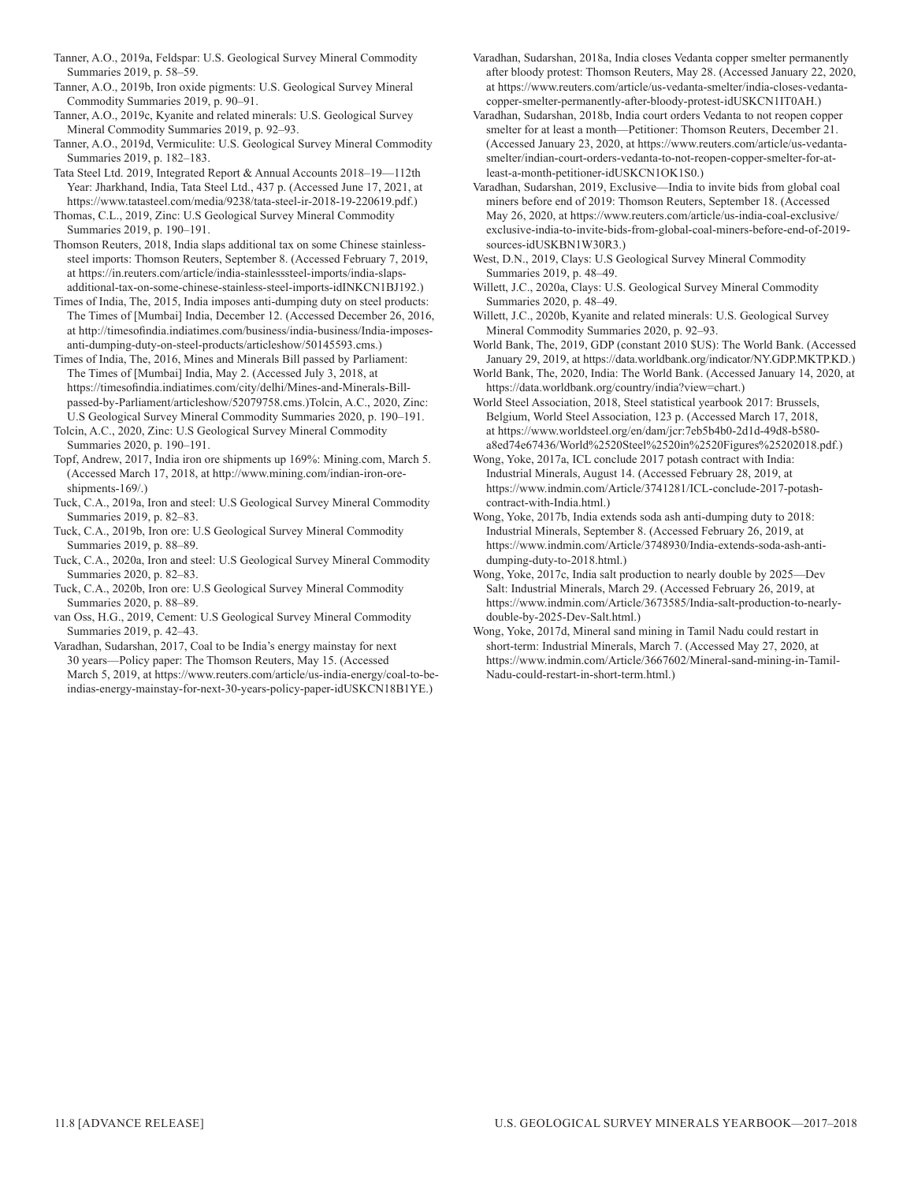Tanner, A.O., 2019a, Feldspar: U.S. Geological Survey Mineral Commodity Summaries 2019, p. 58–59.

Tanner, A.O., 2019b, Iron oxide pigments: U.S. Geological Survey Mineral Commodity Summaries 2019, p. 90–91.

Tanner, A.O., 2019c, Kyanite and related minerals: U.S. Geological Survey Mineral Commodity Summaries 2019, p. 92–93.

Tanner, A.O., 2019d, Vermiculite: U.S. Geological Survey Mineral Commodity Summaries 2019, p. 182–183.

Tata Steel Ltd. 2019, Integrated Report & Annual Accounts 2018–19—112th Year: Jharkhand, India, Tata Steel Ltd., 437 p. (Accessed June 17, 2021, at https://www.tatasteel.com/media/9238/tata-steel-ir-2018-19-220619.pdf.)

Thomas, C.L., 2019, Zinc: U.S Geological Survey Mineral Commodity Summaries 2019, p. 190–191.

Thomson Reuters, 2018, India slaps additional tax on some Chinese stainless-steel imports: Thomson Reuters, September 8. (Accessed February 7, 2019, at https://in.reuters.com/article/india-stainlesssteel-imports/india-slaps-additional-tax-on-some-chinese-stainless-steel-imports-idINKCN1BJ192.)

Times of India, The, 2015, India imposes anti-dumping duty on steel products: The Times of [Mumbai] India, December 12. (Accessed December 26, 2016, at http://timesofindia.indiatimes.com/business/india-business/India-imposes-anti-dumping-duty-on-steel-products/articleshow/50145593.cms.)

Times of India, The, 2016, Mines and Minerals Bill passed by Parliament: The Times of [Mumbai] India, May 2. (Accessed July 3, 2018, at https://timesofindia.indiatimes.com/city/delhi/Mines-and-Minerals-Bill-passed-by-Parliament/articleshow/52079758.cms.)Tolcin, A.C., 2020, Zinc: U.S Geological Survey Mineral Commodity Summaries 2020, p. 190–191.

Tolcin, A.C., 2020, Zinc: U.S Geological Survey Mineral Commodity Summaries 2020, p. 190–191.

Topf, Andrew, 2017, India iron ore shipments up 169%: Mining.com, March 5. (Accessed March 17, 2018, at http://www.mining.com/indian-iron-ore-shipments-169/.)

Tuck, C.A., 2019a, Iron and steel: U.S Geological Survey Mineral Commodity Summaries 2019, p. 82–83.

Tuck, C.A., 2019b, Iron ore: U.S Geological Survey Mineral Commodity Summaries 2019, p. 88–89.

Tuck, C.A., 2020a, Iron and steel: U.S Geological Survey Mineral Commodity Summaries 2020, p. 82–83.

Tuck, C.A., 2020b, Iron ore: U.S Geological Survey Mineral Commodity Summaries 2020, p. 88–89.

van Oss, H.G., 2019, Cement: U.S Geological Survey Mineral Commodity Summaries 2019, p. 42–43.

Varadhan, Sudarshan, 2017, Coal to be India's energy mainstay for next 30 years—Policy paper: The Thomson Reuters, May 15. (Accessed March 5, 2019, at https://www.reuters.com/article/us-india-energy/coal-to-be-indias-energy-mainstay-for-next-30-years-policy-paper-idUSKCN18B1YE.)

Varadhan, Sudarshan, 2018a, India closes Vedanta copper smelter permanently after bloody protest: Thomson Reuters, May 28. (Accessed January 22, 2020, at https://www.reuters.com/article/us-vedanta-smelter/india-closes-vedanta-copper-smelter-permanently-after-bloody-protest-idUSKCN1IT0AH.)

Varadhan, Sudarshan, 2018b, India court orders Vedanta to not reopen copper smelter for at least a month—Petitioner: Thomson Reuters, December 21. (Accessed January 23, 2020, at https://www.reuters.com/article/us-vedanta-smelter/indian-court-orders-vedanta-to-not-reopen-copper-smelter-for-at-least-a-month-petitioner-idUSKCN1OK1S0.)

Varadhan, Sudarshan, 2019, Exclusive—India to invite bids from global coal miners before end of 2019: Thomson Reuters, September 18. (Accessed May 26, 2020, at https://www.reuters.com/article/us-india-coal-exclusive/exclusive-india-to-invite-bids-from-global-coal-miners-before-end-of-2019-sources-idUSKBN1W30R3.)

West, D.N., 2019, Clays: U.S Geological Survey Mineral Commodity Summaries 2019, p. 48–49.

Willett, J.C., 2020a, Clays: U.S. Geological Survey Mineral Commodity Summaries 2020, p. 48–49.

Willett, J.C., 2020b, Kyanite and related minerals: U.S. Geological Survey Mineral Commodity Summaries 2020, p. 92–93.

World Bank, The, 2019, GDP (constant 2010 $US): The World Bank. (Accessed January 29, 2019, at https://data.worldbank.org/indicator/NY.GDP.MKTP.KD.)

World Bank, The, 2020, India: The World Bank. (Accessed January 14, 2020, at https://data.worldbank.org/country/india?view=chart.)

World Steel Association, 2018, Steel statistical yearbook 2017: Brussels, Belgium, World Steel Association, 123 p. (Accessed March 17, 2018, at https://www.worldsteel.org/en/dam/jcr:7eb5b4b0-2d1d-49d8-b580-a8ed74e67436/World%2520Steel%2520in%2520Figures%25202018.pdf.)

Wong, Yoke, 2017a, ICL conclude 2017 potash contract with India: Industrial Minerals, August 14. (Accessed February 28, 2019, at https://www.indmin.com/Article/3741281/ICL-conclude-2017-potash-contract-with-India.html.)

Wong, Yoke, 2017b, India extends soda ash anti-dumping duty to 2018: Industrial Minerals, September 8. (Accessed February 26, 2019, at https://www.indmin.com/Article/3748930/India-extends-soda-ash-anti-dumping-duty-to-2018.html.)

Wong, Yoke, 2017c, India salt production to nearly double by 2025—Dev Salt: Industrial Minerals, March 29. (Accessed February 26, 2019, at https://www.indmin.com/Article/3673585/India-salt-production-to-nearly-double-by-2025-Dev-Salt.html.)

Wong, Yoke, 2017d, Mineral sand mining in Tamil Nadu could restart in short-term: Industrial Minerals, March 7. (Accessed May 27, 2020, at https://www.indmin.com/Article/3667602/Mineral-sand-mining-in-Tamil-Nadu-could-restart-in-short-term.html.)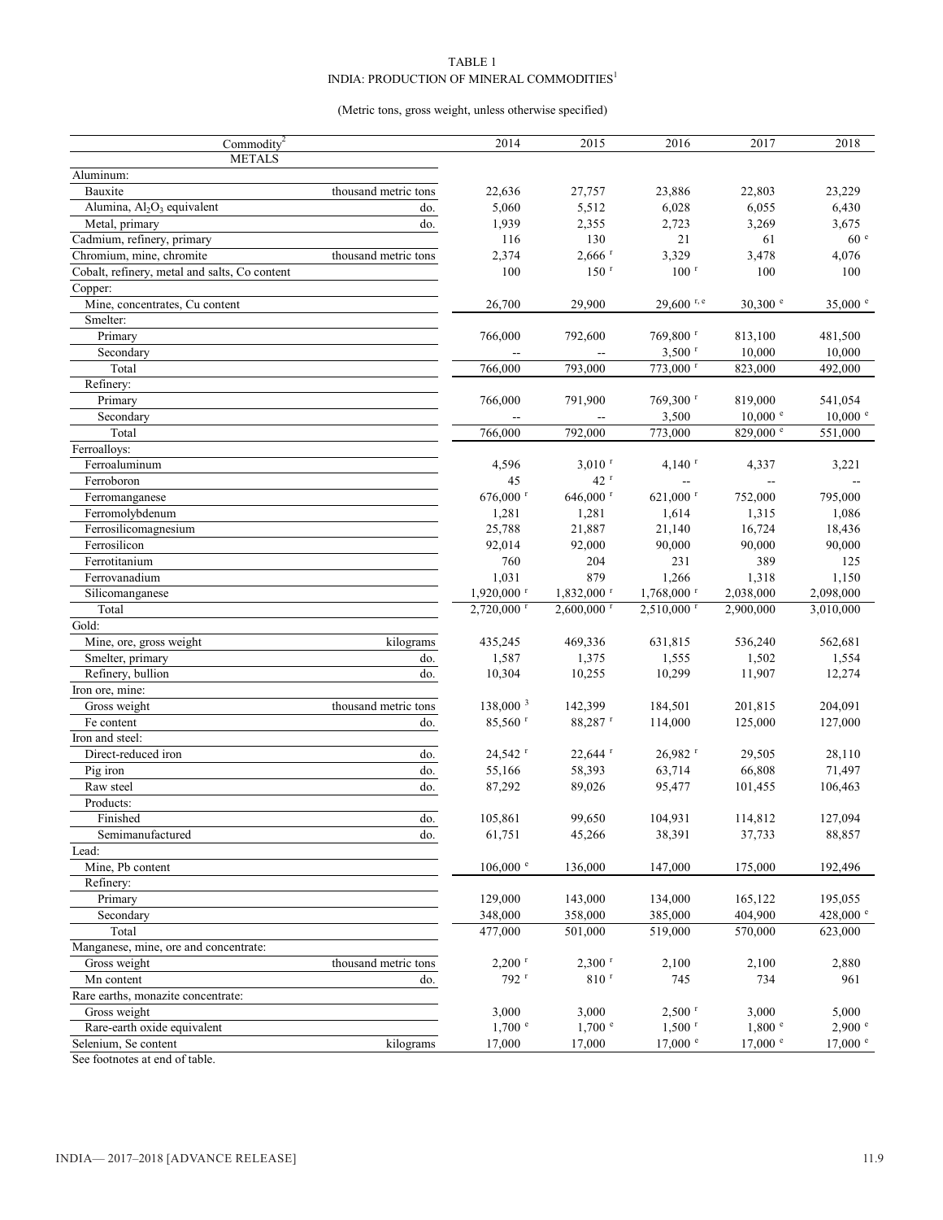TABLE 1
INDIA: PRODUCTION OF MINERAL COMMODITIES[1]

(Metric tons, gross weight, unless otherwise specified)

| Commodity[2] | | 2014 | 2015 | 2016 | 2017 | 2018 |
|---|---|---|---|---|---|---|
| METALS | | | | | | |
| Aluminum: | | | | | | |
| Bauxite | thousand metric tons | 22,636 | 27,757 | 23,886 | 22,803 | 23,229 |
| Alumina, $Al_2O_3$ equivalent | do. | 5,060 | 5,512 | 6,028 | 6,055 | 6,430 |
| Metal, primary | do. | 1,939 | 2,355 | 2,723 | 3,269 | 3,675 |
| Cadmium, refinery, primary | | 116 | 130 | 21 | 61 | 60 e |
| Chromium, mine, chromite | thousand metric tons | 2,374 | 2,666 r | 3,329 | 3,478 | 4,076 |
| Cobalt, refinery, metal and salts, Co content | | 100 | 150 r | 100 r | 100 | 100 |
| Copper: | | | | | | |
| Mine, concentrates, Cu content | | 26,700 | 29,900 | 29,600 r, e | 30,300 e | 35,000 e |
| Smelter: | | | | | | |
| Primary | | 766,000 | 792,600 | 769,800 r | 813,100 | 481,500 |
| Secondary | | -- | -- | 3,500 r | 10,000 | 10,000 |
| Total | | 766,000 | 793,000 | 773,000 r | 823,000 | 492,000 |
| Refinery: | | | | | | |
| Primary | | 766,000 | 791,900 | 769,300 r | 819,000 | 541,054 |
| Secondary | | -- | -- | 3,500 | 10,000 e | 10,000 e |
| Total | | 766,000 | 792,000 | 773,000 | 829,000 e | 551,000 |
| Ferroalloys: | | | | | | |
| Ferroaluminum | | 4,596 | 3,010 r | 4,140 r | 4,337 | 3,221 |
| Ferroboron | | 45 | 42 r | -- | -- | -- |
| Ferromanganese | | 676,000 r | 646,000 r | 621,000 r | 752,000 | 795,000 |
| Ferromolybdenum | | 1,281 | 1,281 | 1,614 | 1,315 | 1,086 |
| Ferrosilicomagnesium | | 25,788 | 21,887 | 21,140 | 16,724 | 18,436 |
| Ferrosilicon | | 92,014 | 92,000 | 90,000 | 90,000 | 90,000 |
| Ferrotitanium | | 760 | 204 | 231 | 389 | 125 |
| Ferrovanadium | | 1,031 | 879 | 1,266 | 1,318 | 1,150 |
| Silicomanganese | | 1,920,000 r | 1,832,000 r | 1,768,000 r | 2,038,000 | 2,098,000 |
| Total | | 2,720,000 r | 2,600,000 r | 2,510,000 r | 2,900,000 | 3,010,000 |
| Gold: | | | | | | |
| Mine, ore, gross weight | kilograms | 435,245 | 469,336 | 631,815 | 536,240 | 562,681 |
| Smelter, primary | do. | 1,587 | 1,375 | 1,555 | 1,502 | 1,554 |
| Refinery, bullion | do. | 10,304 | 10,255 | 10,299 | 11,907 | 12,274 |
| Iron ore, mine: | | | | | | |
| Gross weight | thousand metric tons | 138,000 [3] | 142,399 | 184,501 | 201,815 | 204,091 |
| Fe content | do. | 85,560 r | 88,287 r | 114,000 | 125,000 | 127,000 |
| Iron and steel: | | | | | | |
| Direct-reduced iron | do. | 24,542 r | 22,644 r | 26,982 r | 29,505 | 28,110 |
| Pig iron | do. | 55,166 | 58,393 | 63,714 | 66,808 | 71,497 |
| Raw steel | do. | 87,292 | 89,026 | 95,477 | 101,455 | 106,463 |
| Products: | | | | | | |
| Finished | do. | 105,861 | 99,650 | 104,931 | 114,812 | 127,094 |
| Semimanufactured | do. | 61,751 | 45,266 | 38,391 | 37,733 | 88,857 |
| Lead: | | | | | | |
| Mine, Pb content | | 106,000 e | 136,000 | 147,000 | 175,000 | 192,496 |
| Refinery: | | | | | | |
| Primary | | 129,000 | 143,000 | 134,000 | 165,122 | 195,055 |
| Secondary | | 348,000 | 358,000 | 385,000 | 404,900 | 428,000 e |
| Total | | 477,000 | 501,000 | 519,000 | 570,000 | 623,000 |
| Manganese, mine, ore and concentrate: | | | | | | |
| Gross weight | thousand metric tons | 2,200 r | 2,300 r | 2,100 | 2,100 | 2,880 |
| Mn content | do. | 792 r | 810 r | 745 | 734 | 961 |
| Rare earths, monazite concentrate: | | | | | | |
| Gross weight | | 3,000 | 3,000 | 2,500 r | 3,000 | 5,000 |
| Rare-earth oxide equivalent | | 1,700 e | 1,700 e | 1,500 r | 1,800 e | 2,900 e |
| Selenium, Se content | kilograms | 17,000 | 17,000 | 17,000 e | 17,000 e | 17,000 e |

See footnotes at end of table.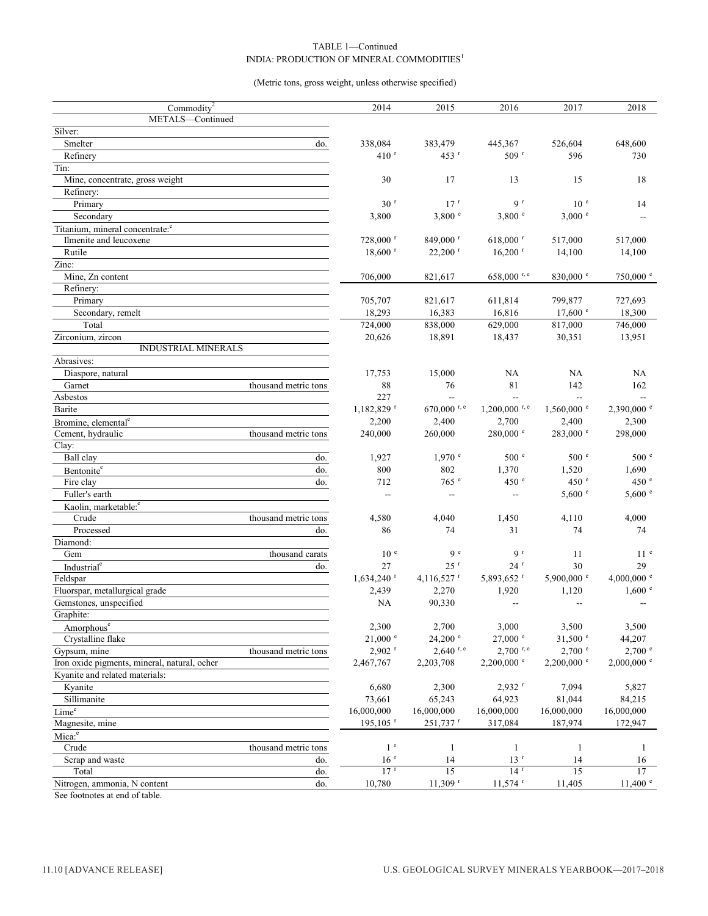TABLE 1—Continued
INDIA: PRODUCTION OF MINERAL COMMODITIES[1]

(Metric tons, gross weight, unless otherwise specified)

| Commodity[2] | | 2014 | 2015 | 2016 | 2017 | 2018 |
|---|---|---|---|---|---|---|
| METALS—Continued | | | | | | |
| Silver: | | | | | | |
| Smelter | do. | 338,084 | 383,479 | 445,367 | 526,604 | 648,600 |
| Refinery | | 410 r | 453 r | 509 r | 596 | 730 |
| Tin: | | | | | | |
| Mine, concentrate, gross weight | | 30 | 17 | 13 | 15 | 18 |
| Refinery: | | | | | | |
| Primary | | 30 r | 17 r | 9 r | 10 e | 14 |
| Secondary | | 3,800 | 3,800 e | 3,800 e | 3,000 e | -- |
| Titanium, mineral concentrate:e | | | | | | |
| Ilmenite and leucoxene | | 728,000 r | 849,000 r | 618,000 r | 517,000 | 517,000 |
| Rutile | | 18,600 r | 22,200 r | 16,200 r | 14,100 | 14,100 |
| Zinc: | | | | | | |
| Mine, Zn content | | 706,000 | 821,617 | 658,000 r, e | 830,000 e | 750,000 e |
| Refinery: | | | | | | |
| Primary | | 705,707 | 821,617 | 611,814 | 799,877 | 727,693 |
| Secondary, remelt | | 18,293 | 16,383 | 16,816 | 17,600 e | 18,300 |
| Total | | 724,000 | 838,000 | 629,000 | 817,000 | 746,000 |
| Zirconium, zircon | | 20,626 | 18,891 | 18,437 | 30,351 | 13,951 |
| INDUSTRIAL MINERALS | | | | | | |
| Abrasives: | | | | | | |
| Diaspore, natural | | 17,753 | 15,000 | NA | NA | NA |
| Garnet | thousand metric tons | 88 | 76 | 81 | 142 | 162 |
| Asbestos | | 227 | -- | -- | -- | -- |
| Barite | | 1,182,829 r | 670,000 r, e | 1,200,000 r, e | 1,560,000 e | 2,390,000 e |
| Bromine, elementale | | 2,200 | 2,400 | 2,700 | 2,400 | 2,300 |
| Cement, hydraulic | thousand metric tons | 240,000 | 260,000 | 280,000 e | 283,000 e | 298,000 |
| Clay: | | | | | | |
| Ball clay | do. | 1,927 | 1,970 e | 500 e | 500 e | 500 e |
| Bentonitee | do. | 800 | 802 | 1,370 | 1,520 | 1,690 |
| Fire clay | do. | 712 | 765 e | 450 e | 450 e | 450 e |
| Fuller's earth | | -- | -- | -- | 5,600 e | 5,600 e |
| Kaolin, marketable:e | | | | | | |
| Crude | thousand metric tons | 4,580 | 4,040 | 1,450 | 4,110 | 4,000 |
| Processed | do. | 86 | 74 | 31 | 74 | 74 |
| Diamond: | | | | | | |
| Gem | thousand carats | 10 e | 9 e | 9 r | 11 | 11 e |
| Industriale | do. | 27 | 25 r | 24 r | 30 | 29 |
| Feldspar | | 1,634,240 r | 4,116,527 r | 5,893,652 r | 5,900,000 e | 4,000,000 e |
| Fluorspar, metallurgical grade | | 2,439 | 2,270 | 1,920 | 1,120 | 1,600 e |
| Gemstones, unspecified | | NA | 90,330 | -- | -- | -- |
| Graphite: | | | | | | |
| Amorphouse | | 2,300 | 2,700 | 3,000 | 3,500 | 3,500 |
| Crystalline flake | | 21,000 e | 24,200 e | 27,000 e | 31,500 e | 44,207 |
| Gypsum, mine | thousand metric tons | 2,902 r | 2,640 r, e | 2,700 r, e | 2,700 e | 2,700 e |
| Iron oxide pigments, mineral, natural, ocher | | 2,467,767 | 2,203,708 | 2,200,000 e | 2,200,000 e | 2,000,000 e |
| Kyanite and related materials: | | | | | | |
| Kyanite | | 6,680 | 2,300 | 2,932 r | 7,094 | 5,827 |
| Sillimanite | | 73,661 | 65,243 | 64,923 | 81,044 | 84,215 |
| Limee | | 16,000,000 | 16,000,000 | 16,000,000 | 16,000,000 | 16,000,000 |
| Magnesite, mine | | 195,105 r | 251,737 r | 317,084 | 187,974 | 172,947 |
| Mica:e | | | | | | |
| Crude | thousand metric tons | 1 r | 1 | 1 | 1 | 1 |
| Scrap and waste | do. | 16 r | 14 | 13 r | 14 | 16 |
| Total | do. | 17 r | 15 | 14 r | 15 | 17 |
| Nitrogen, ammonia, N content | do. | 10,780 | 11,309 r | 11,574 r | 11,405 | 11,400 e |

See footnotes at end of table.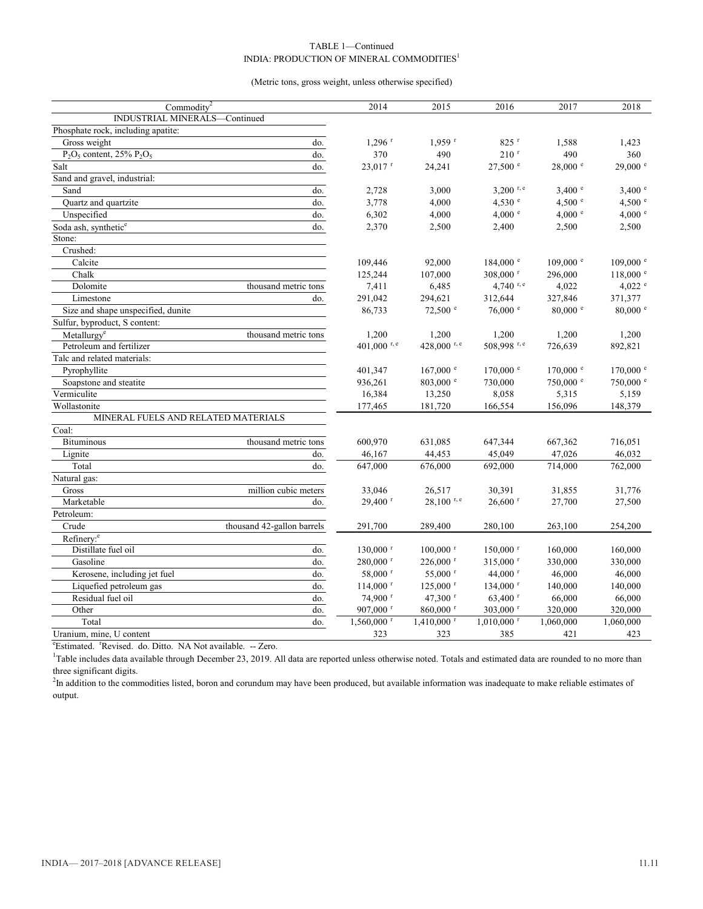TABLE 1—Continued
INDIA: PRODUCTION OF MINERAL COMMODITIES[1]

(Metric tons, gross weight, unless otherwise specified)

| Commodity[2] | | 2014 | 2015 | 2016 | 2017 | 2018 |
|---|---|---|---|---|---|---|
| INDUSTRIAL MINERALS—Continued | | | | | | |
| Phosphate rock, including apatite: | | | | | | |
| Gross weight | do. | 1,296 r | 1,959 r | 825 r | 1,588 | 1,423 |
| $P_2O_5$ content, 25% $P_2O_5$ | do. | 370 | 490 | 210 r | 490 | 360 |
| Salt | do. | 23,017 r | 24,241 | 27,500 e | 28,000 e | 29,000 e |
| Sand and gravel, industrial: | | | | | | |
| Sand | do. | 2,728 | 3,000 | 3,200 r, e | 3,400 e | 3,400 e |
| Quartz and quartzite | do. | 3,778 | 4,000 | 4,530 e | 4,500 e | 4,500 e |
| Unspecified | do. | 6,302 | 4,000 | 4,000 e | 4,000 e | 4,000 e |
| Soda ash, synthetic[e] | do. | 2,370 | 2,500 | 2,400 | 2,500 | 2,500 |
| Stone: | | | | | | |
| Crushed: | | | | | | |
| Calcite | | 109,446 | 92,000 | 184,000 e | 109,000 e | 109,000 e |
| Chalk | | 125,244 | 107,000 | 308,000 r | 296,000 | 118,000 e |
| Dolomite | thousand metric tons | 7,411 | 6,485 | 4,740 r, e | 4,022 | 4,022 e |
| Limestone | do. | 291,042 | 294,621 | 312,644 | 327,846 | 371,377 |
| Size and shape unspecified, dunite | | 86,733 | 72,500 e | 76,000 e | 80,000 e | 80,000 e |
| Sulfur, byproduct, S content: | | | | | | |
| Metallurgy[e] | thousand metric tons | 1,200 | 1,200 | 1,200 | 1,200 | 1,200 |
| Petroleum and fertilizer | | 401,000 r, e | 428,000 r, e | 508,998 r, e | 726,639 | 892,821 |
| Talc and related materials: | | | | | | |
| Pyrophyllite | | 401,347 | 167,000 e | 170,000 e | 170,000 e | 170,000 e |
| Soapstone and steatite | | 936,261 | 803,000 e | 730,000 | 750,000 e | 750,000 e |
| Vermiculite | | 16,384 | 13,250 | 8,058 | 5,315 | 5,159 |
| Wollastonite | | 177,465 | 181,720 | 166,554 | 156,096 | 148,379 |
| MINERAL FUELS AND RELATED MATERIALS | | | | | | |
| Coal: | | | | | | |
| Bituminous | thousand metric tons | 600,970 | 631,085 | 647,344 | 667,362 | 716,051 |
| Lignite | do. | 46,167 | 44,453 | 45,049 | 47,026 | 46,032 |
| Total | do. | 647,000 | 676,000 | 692,000 | 714,000 | 762,000 |
| Natural gas: | | | | | | |
| Gross | million cubic meters | 33,046 | 26,517 | 30,391 | 31,855 | 31,776 |
| Marketable | do. | 29,400 r | 28,100 r, e | 26,600 r | 27,700 | 27,500 |
| Petroleum: | | | | | | |
| Crude | thousand 42-gallon barrels | 291,700 | 289,400 | 280,100 | 263,100 | 254,200 |
| Refinery:[e] | | | | | | |
| Distillate fuel oil | do. | 130,000 r | 100,000 r | 150,000 r | 160,000 | 160,000 |
| Gasoline | do. | 280,000 r | 226,000 r | 315,000 r | 330,000 | 330,000 |
| Kerosene, including jet fuel | do. | 58,000 r | 55,000 r | 44,000 r | 46,000 | 46,000 |
| Liquefied petroleum gas | do. | 114,000 r | 125,000 r | 134,000 r | 140,000 | 140,000 |
| Residual fuel oil | do. | 74,900 r | 47,300 r | 63,400 r | 66,000 | 66,000 |
| Other | do. | 907,000 r | 860,000 r | 303,000 r | 320,000 | 320,000 |
| Total | do. | 1,560,000 r | 1,410,000 r | 1,010,000 r | 1,060,000 | 1,060,000 |
| Uranium, mine, U content | | 323 | 323 | 385 | 421 | 423 |

[e]Estimated. [r]Revised. do. Ditto. NA Not available. -- Zero.

[1]Table includes data available through December 23, 2019. All data are reported unless otherwise noted. Totals and estimated data are rounded to no more than three significant digits.

[2]In addition to the commodities listed, boron and corundum may have been produced, but available information was inadequate to make reliable estimates of output.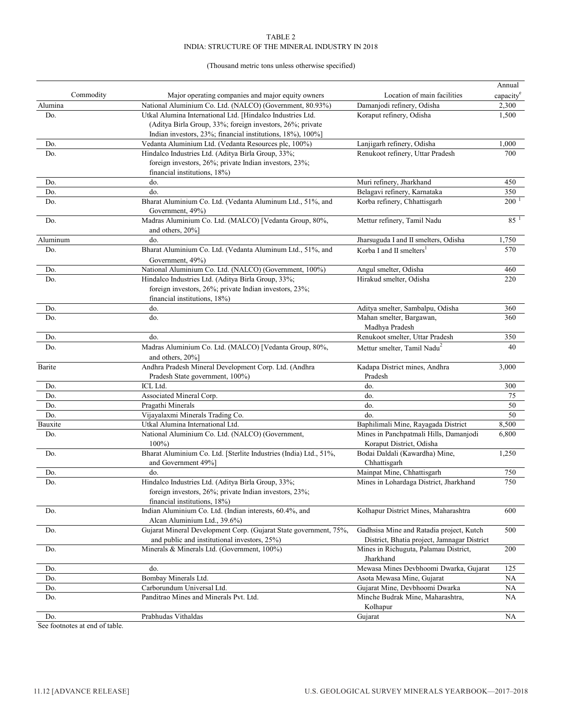TABLE 2

INDIA: STRUCTURE OF THE MINERAL INDUSTRY IN 2018

(Thousand metric tons unless otherwise specified)

| Commodity | Major operating companies and major equity owners | Location of main facilities | Annual capacity[e] |
|---|---|---|---|
| Alumina | National Aluminium Co. Ltd. (NALCO) (Government, 80.93%) | Damanjodi refinery, Odisha | 2,300 |
| Do. | Utkal Alumina International Ltd. [Hindalco Industries Ltd. (Aditya Birla Group, 33%; foreign investors, 26%; private Indian investors, 23%; financial institutions, 18%), 100%] | Koraput refinery, Odisha | 1,500 |
| Do. | Vedanta Aluminium Ltd. (Vedanta Resources plc, 100%) | Lanjigarh refinery, Odisha | 1,000 |
| Do. | Hindalco Industries Ltd. (Aditya Birla Group, 33%; foreign investors, 26%; private Indian investors, 23%; financial institutions, 18%) | Renukoot refinery, Uttar Pradesh | 700 |
| Do. | do. | Muri refinery, Jharkhand | 450 |
| Do. | do. | Belagavi refinery, Karnataka | 350 |
| Do. | Bharat Aluminium Co. Ltd. (Vedanta Aluminum Ltd., 51%, and Government, 49%) | Korba refinery, Chhattisgarh | 200 [1] |
| Do. | Madras Aluminium Co. Ltd. (MALCO) [Vedanta Group, 80%, and others, 20%] | Mettur refinery, Tamil Nadu | 85 [1] |
| Aluminum | do. | Jharsuguda I and II smelters, Odisha | 1,750 |
| Do. | Bharat Aluminium Co. Ltd. (Vedanta Aluminum Ltd., 51%, and Government, 49%) | Korba I and II smelters[1] | 570 |
| Do. | National Aluminium Co. Ltd. (NALCO) (Government, 100%) | Angul smelter, Odisha | 460 |
| Do. | Hindalco Industries Ltd. (Aditya Birla Group, 33%; foreign investors, 26%; private Indian investors, 23%; financial institutions, 18%) | Hirakud smelter, Odisha | 220 |
| Do. | do. | Aditya smelter, Sambalpu, Odisha | 360 |
| Do. | do. | Mahan smelter, Bargawan, Madhya Pradesh | 360 |
| Do. | do. | Renukoot smelter, Uttar Pradesh | 350 |
| Do. | Madras Aluminium Co. Ltd. (MALCO) [Vedanta Group, 80%, and others, 20%] | Mettur smelter, Tamil Nadu[2] | 40 |
| Barite | Andhra Pradesh Mineral Development Corp. Ltd. (Andhra Pradesh State government, 100%) | Kadapa District mines, Andhra Pradesh | 3,000 |
| Do. | ICL Ltd. | do. | 300 |
| Do. | Associated Mineral Corp. | do. | 75 |
| Do. | Pragathi Minerals | do. | 50 |
| Do. | Vijayalaxmi Minerals Trading Co. | do. | 50 |
| Bauxite | Utkal Alumina International Ltd. | Baphilimali Mine, Rayagada District | 8,500 |
| Do. | National Aluminium Co. Ltd. (NALCO) (Government, 100%) | Mines in Panchpatmali Hills, Damanjodi Koraput District, Odisha | 6,800 |
| Do. | Bharat Aluminium Co. Ltd. [Sterlite Industries (India) Ltd., 51%, and Government 49%] | Bodai Daldali (Kawardha) Mine, Chhattisgarh | 1,250 |
| Do. | do. | Mainpat Mine, Chhattisgarh | 750 |
| Do. | Hindalco Industries Ltd. (Aditya Birla Group, 33%; foreign investors, 26%; private Indian investors, 23%; financial institutions, 18%) | Mines in Lohardaga District, Jharkhand | 750 |
| Do. | Indian Aluminium Co. Ltd. (Indian interests, 60.4%, and Alcan Aluminium Ltd., 39.6%) | Kolhapur District Mines, Maharashtra | 600 |
| Do. | Gujarat Mineral Development Corp. (Gujarat State government, 75%, and public and institutional investors, 25%) | Gadhsisa Mine and Ratadia project, Kutch District, Bhatia project, Jamnagar District | 500 |
| Do. | Minerals & Minerals Ltd. (Government, 100%) | Mines in Richuguta, Palamau District, Jharkhand | 200 |
| Do. | do. | Mewasa Mines Devbhoomi Dwarka, Gujarat | 125 |
| Do. | Bombay Minerals Ltd. | Asota Mewasa Mine, Gujarat | NA |
| Do. | Carborundum Universal Ltd. | Gujarat Mine, Devbhoomi Dwarka | NA |
| Do. | Panditrao Mines and Minerals Pvt. Ltd. | Minche Budrak Mine, Maharashtra, Kolhapur | NA |
| Do. | Prabhudas Vithaldas | Gujarat | NA |

See footnotes at end of table.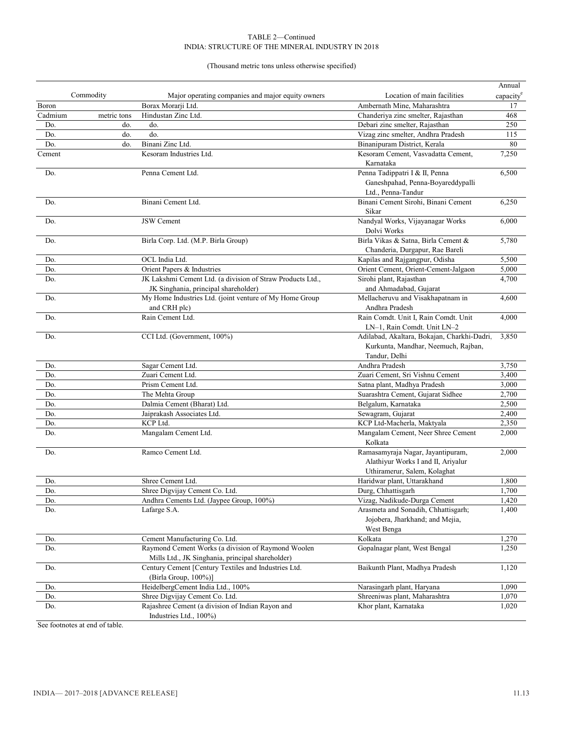TABLE 2—Continued
INDIA: STRUCTURE OF THE MINERAL INDUSTRY IN 2018

(Thousand metric tons unless otherwise specified)

| Commodity | | Major operating companies and major equity owners | Location of main facilities | Annual capacity[e] |
|---|---|---|---|---|
| Boron | | Borax Morarji Ltd. | Ambernath Mine, Maharashtra | 17 |
| Cadmium | metric tons | Hindustan Zinc Ltd. | Chanderiya zinc smelter, Rajasthan | 468 |
| Do. | do. | do. | Debari zinc smelter, Rajasthan | 250 |
| Do. | do. | do. | Vizag zinc smelter, Andhra Pradesh | 115 |
| Do. | do. | Binani Zinc Ltd. | Binanipuram District, Kerala | 80 |
| Cement | | Kesoram Industries Ltd. | Kesoram Cement, Vasvadatta Cement, Karnataka | 7,250 |
| Do. | | Penna Cement Ltd. | Penna Tadippatri I & II, Penna Ganeshpahad, Penna-Boyareddypalli Ltd., Penna-Tandur | 6,500 |
| Do. | | Binani Cement Ltd. | Binani Cement Sirohi, Binani Cement Sikar | 6,250 |
| Do. | | JSW Cement | Nandyal Works, Vijayanagar Works Dolvi Works | 6,000 |
| Do. | | Birla Corp. Ltd. (M.P. Birla Group) | Birla Vikas & Satna, Birla Cement & Chanderia, Durgapur, Rae Bareli | 5,780 |
| Do. | | OCL India Ltd. | Kapilas and Rajgangpur, Odisha | 5,500 |
| Do. | | Orient Papers & Industries | Orient Cement, Orient-Cement-Jalgaon | 5,000 |
| Do. | | JK Lakshmi Cement Ltd. (a division of Straw Products Ltd., JK Singhania, principal shareholder) | Sirohi plant, Rajasthan and Ahmadabad, Gujarat | 4,700 |
| Do. | | My Home Industries Ltd. (joint venture of My Home Group and CRH plc) | Mellacheruvu and Visakhapatnam in Andhra Pradesh | 4,600 |
| Do. | | Rain Cement Ltd. | Rain Comdt. Unit I, Rain Comdt. Unit LN–1, Rain Comdt. Unit LN–2 | 4,000 |
| Do. | | CCI Ltd. (Government, 100%) | Adilabad, Akaltara, Bokajan, Charkhi-Dadri, Kurkunta, Mandhar, Neemuch, Rajban, Tandur, Delhi | 3,850 |
| Do. | | Sagar Cement Ltd. | Andhra Pradesh | 3,750 |
| Do. | | Zuari Cement Ltd. | Zuari Cement, Sri Vishnu Cement | 3,400 |
| Do. | | Prism Cement Ltd. | Satna plant, Madhya Pradesh | 3,000 |
| Do. | | The Mehta Group | Suarashtra Cement, Gujarat Sidhee | 2,700 |
| Do. | | Dalmia Cement (Bharat) Ltd. | Belgalum, Karnataka | 2,500 |
| Do. | | Jaiprakash Associates Ltd. | Sewagram, Gujarat | 2,400 |
| Do. | | KCP Ltd. | KCP Ltd-Macherla, Maktyala | 2,350 |
| Do. | | Mangalam Cement Ltd. | Mangalam Cement, Neer Shree Cement Kolkata | 2,000 |
| Do. | | Ramco Cement Ltd. | Ramasamyraja Nagar, Jayantipuram, Alathiyur Works I and II, Ariyalur Uthiramerur, Salem, Kolaghat | 2,000 |
| Do. | | Shree Cement Ltd. | Haridwar plant, Uttarakhand | 1,800 |
| Do. | | Shree Digvijay Cement Co. Ltd. | Durg, Chhattisgarh | 1,700 |
| Do. | | Andhra Cements Ltd. (Jaypee Group, 100%) | Vizag, Nadikude-Durga Cement | 1,420 |
| Do. | | Lafarge S.A. | Arasmeta and Sonadih, Chhattisgarh; Jojobera, Jharkhand; and Mejia, West Benga | 1,400 |
| Do. | | Cement Manufacturing Co. Ltd. | Kolkata | 1,270 |
| Do. | | Raymond Cement Works (a division of Raymond Woolen Mills Ltd., JK Singhania, principal shareholder) | Gopalnagar plant, West Bengal | 1,250 |
| Do. | | Century Cement [Century Textiles and Industries Ltd. (Birla Group, 100%)] | Baikunth Plant, Madhya Pradesh | 1,120 |
| Do. | | HeidelbergCement India Ltd., 100% | Narasingarh plant, Haryana | 1,090 |
| Do. | | Shree Digvijay Cement Co. Ltd. | Shreeniwas plant, Maharashtra | 1,070 |
| Do. | | Rajashree Cement (a division of Indian Rayon and Industries Ltd., 100%) | Khor plant, Karnataka | 1,020 |

See footnotes at end of table.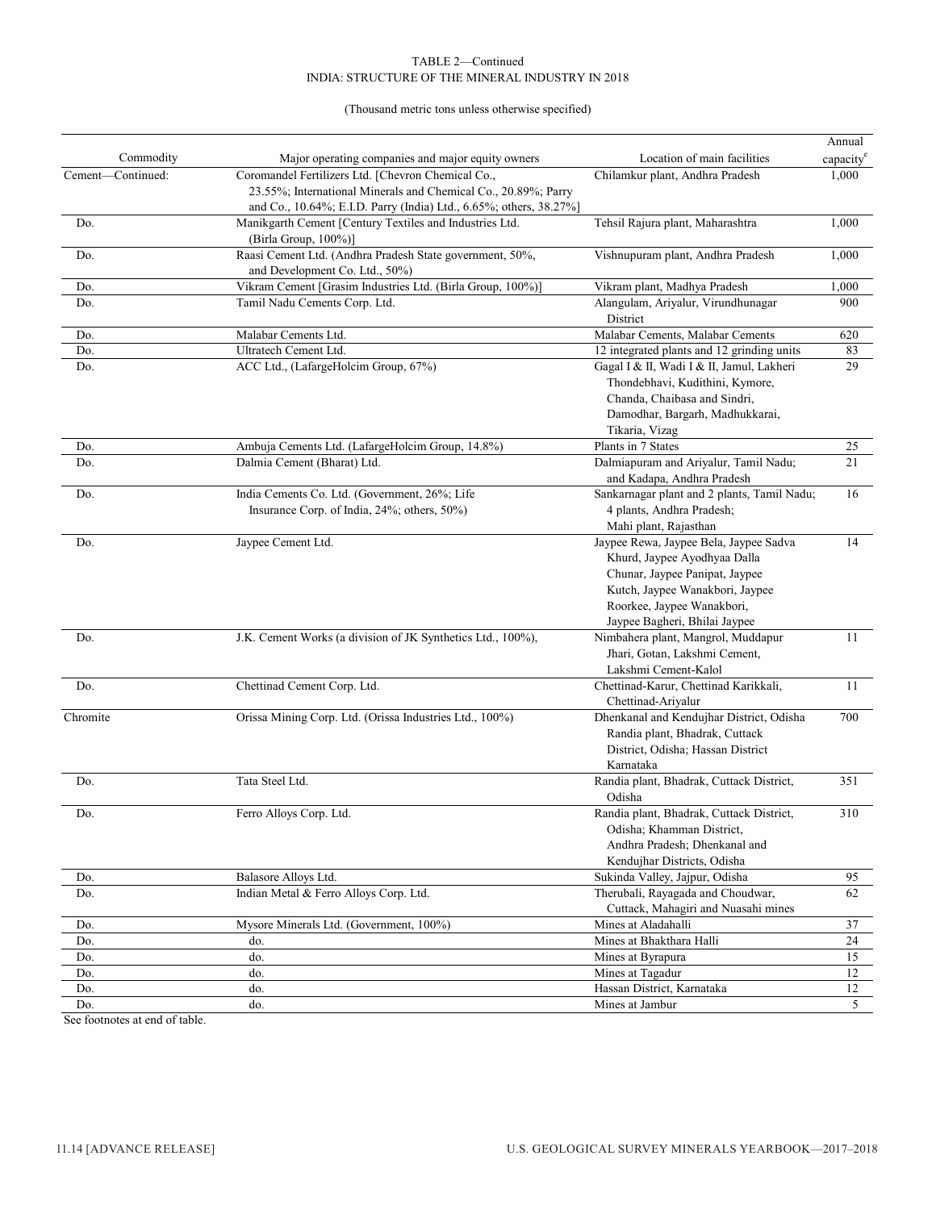TABLE 2—Continued
INDIA: STRUCTURE OF THE MINERAL INDUSTRY IN 2018

(Thousand metric tons unless otherwise specified)

| Commodity | Major operating companies and major equity owners | Location of main facilities | Annual capacity[e] |
|---|---|---|---|
| Cement—Continued: | Coromandel Fertilizers Ltd. [Chevron Chemical Co., 23.55%; International Minerals and Chemical Co., 20.89%; Parry and Co., 10.64%; E.I.D. Parry (India) Ltd., 6.65%; others, 38.27%] | Chilamkur plant, Andhra Pradesh | 1,000 |
| Do. | Manikgarth Cement [Century Textiles and Industries Ltd. (Birla Group, 100%)] | Tehsil Rajura plant, Maharashtra | 1,000 |
| Do. | Raasi Cement Ltd. (Andhra Pradesh State government, 50%, and Development Co. Ltd., 50%) | Vishnupuram plant, Andhra Pradesh | 1,000 |
| Do. | Vikram Cement [Grasim Industries Ltd. (Birla Group, 100%)] | Vikram plant, Madhya Pradesh | 1,000 |
| Do. | Tamil Nadu Cements Corp. Ltd. | Alangulam, Ariyalur, Virundhunagar District | 900 |
| Do. | Malabar Cements Ltd. | Malabar Cements, Malabar Cements | 620 |
| Do. | Ultratech Cement Ltd. | 12 integrated plants and 12 grinding units | 83 |
| Do. | ACC Ltd., (LafargeHolcim Group, 67%) | Gagal I & II, Wadi I & II, Jamul, Lakheri Thondebhavi, Kudithini, Kymore, Chanda, Chaibasa and Sindri, Damodhar, Bargarh, Madhukkarai, Tikaria, Vizag | 29 |
| Do. | Ambuja Cements Ltd. (LafargeHolcim Group, 14.8%) | Plants in 7 States | 25 |
| Do. | Dalmia Cement (Bharat) Ltd. | Dalmiapuram and Ariyalur, Tamil Nadu; and Kadapa, Andhra Pradesh | 21 |
| Do. | India Cements Co. Ltd. (Government, 26%; Life Insurance Corp. of India, 24%; others, 50%) | Sankarnagar plant and 2 plants, Tamil Nadu; 4 plants, Andhra Pradesh; Mahi plant, Rajasthan | 16 |
| Do. | Jaypee Cement Ltd. | Jaypee Rewa, Jaypee Bela, Jaypee Sadva Khurd, Jaypee Ayodhyaa Dalla Chunar, Jaypee Panipat, Jaypee Kutch, Jaypee Wanakbori, Jaypee Roorkee, Jaypee Wanakbori, Jaypee Bagheri, Bhilai Jaypee | 14 |
| Do. | J.K. Cement Works (a division of JK Synthetics Ltd., 100%), | Nimbahera plant, Mangrol, Muddapur Jhari, Gotan, Lakshmi Cement, Lakshmi Cement-Kalol | 11 |
| Do. | Chettinad Cement Corp. Ltd. | Chettinad-Karur, Chettinad Karikkali, Chettinad-Ariyalur | 11 |
| Chromite | Orissa Mining Corp. Ltd. (Orissa Industries Ltd., 100%) | Dhenkanal and Kendujhar District, Odisha Randia plant, Bhadrak, Cuttack District, Odisha; Hassan District Karnataka | 700 |
| Do. | Tata Steel Ltd. | Randia plant, Bhadrak, Cuttack District, Odisha | 351 |
| Do. | Ferro Alloys Corp. Ltd. | Randia plant, Bhadrak, Cuttack District, Odisha; Khamman District, Andhra Pradesh; Dhenkanal and Kendujhar Districts, Odisha | 310 |
| Do. | Balasore Alloys Ltd. | Sukinda Valley, Jajpur, Odisha | 95 |
| Do. | Indian Metal & Ferro Alloys Corp. Ltd. | Therubali, Rayagada and Choudwar, Cuttack, Mahagiri and Nuasahi mines | 62 |
| Do. | Mysore Minerals Ltd. (Government, 100%) | Mines at Aladahalli | 37 |
| Do. | do. | Mines at Bhakthara Halli | 24 |
| Do. | do. | Mines at Byrapura | 15 |
| Do. | do. | Mines at Tagadur | 12 |
| Do. | do. | Hassan District, Karnataka | 12 |
| Do. | do. | Mines at Jambur | 5 |

See footnotes at end of table.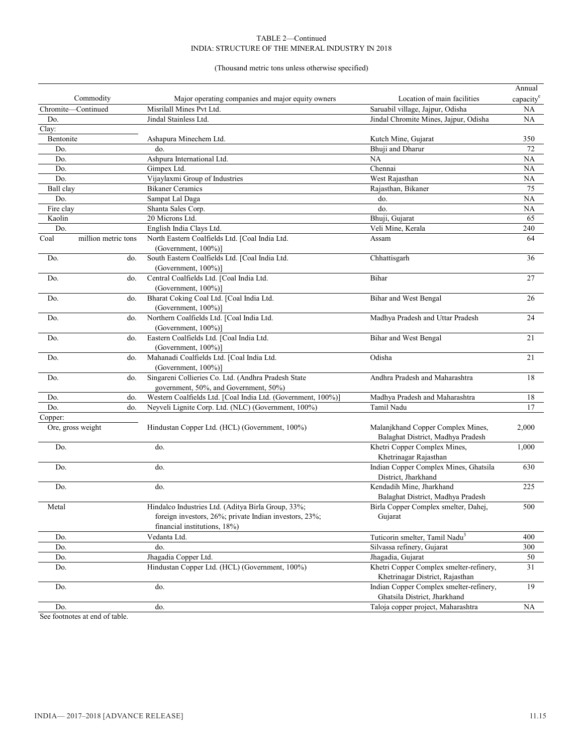TABLE 2—Continued
INDIA: STRUCTURE OF THE MINERAL INDUSTRY IN 2018

(Thousand metric tons unless otherwise specified)

| Commodity | | Major operating companies and major equity owners | Location of main facilities | Annual capacity[e] |
|---|---|---|---|---|
| Chromite—Continued | | Misrilall Mines Pvt Ltd. | Saruabil village, Jajpur, Odisha | NA |
| Do. | | Jindal Stainless Ltd. | Jindal Chromite Mines, Jajpur, Odisha | NA |
| Clay: | | | | |
| Bentonite | | Ashapura Minechem Ltd. | Kutch Mine, Gujarat | 350 |
| Do. | | do. | Bhuji and Dharur | 72 |
| Do. | | Ashpura International Ltd. | NA | NA |
| Do. | | Gimpex Ltd. | Chennai | NA |
| Do. | | Vijaylaxmi Group of Industries | West Rajasthan | NA |
| Ball clay | | Bikaner Ceramics | Rajasthan, Bikaner | 75 |
| Do. | | Sampat Lal Daga | do. | NA |
| Fire clay | | Shanta Sales Corp. | do. | NA |
| Kaolin | | 20 Microns Ltd. | Bhuji, Gujarat | 65 |
| Do. | | English India Clays Ltd. | Veli Mine, Kerala | 240 |
| Coal | million metric tons | North Eastern Coalfields Ltd. [Coal India Ltd. (Government, 100%)] | Assam | 64 |
| Do. | do. | South Eastern Coalfields Ltd. [Coal India Ltd. (Government, 100%)] | Chhattisgarh | 36 |
| Do. | do. | Central Coalfields Ltd. [Coal India Ltd. (Government, 100%)] | Bihar | 27 |
| Do. | do. | Bharat Coking Coal Ltd. [Coal India Ltd. (Government, 100%)] | Bihar and West Bengal | 26 |
| Do. | do. | Northern Coalfields Ltd. [Coal India Ltd. (Government, 100%)] | Madhya Pradesh and Uttar Pradesh | 24 |
| Do. | do. | Eastern Coalfields Ltd. [Coal India Ltd. (Government, 100%)] | Bihar and West Bengal | 21 |
| Do. | do. | Mahanadi Coalfields Ltd. [Coal India Ltd. (Government, 100%)] | Odisha | 21 |
| Do. | do. | Singareni Collieries Co. Ltd. (Andhra Pradesh State government, 50%, and Government, 50%) | Andhra Pradesh and Maharashtra | 18 |
| Do. | do. | Western Coalfields Ltd. [Coal India Ltd. (Government, 100%)] | Madhya Pradesh and Maharashtra | 18 |
| Do. | do. | Neyveli Lignite Corp. Ltd. (NLC) (Government, 100%) | Tamil Nadu | 17 |
| Copper: | | | | |
| Ore, gross weight | | Hindustan Copper Ltd. (HCL) (Government, 100%) | Malanjkhand Copper Complex Mines, Balaghat District, Madhya Pradesh | 2,000 |
| Do. | | do. | Khetri Copper Complex Mines, Khetrinagar Rajasthan | 1,000 |
| Do. | | do. | Indian Copper Complex Mines, Ghatsila District, Jharkhand | 630 |
| Do. | | do. | Kendadih Mine, Jharkhand Balaghat District, Madhya Pradesh | 225 |
| Metal | | Hindalco Industries Ltd. (Aditya Birla Group, 33%; foreign investors, 26%; private Indian investors, 23%; financial institutions, 18%) | Birla Copper Complex smelter, Dahej, Gujarat | 500 |
| Do. | | Vedanta Ltd. | Tuticorin smelter, Tamil Nadu[3] | 400 |
| Do. | | do. | Silvassa refinery, Gujarat | 300 |
| Do. | | Jhagadia Copper Ltd. | Jhagadia, Gujarat | 50 |
| Do. | | Hindustan Copper Ltd. (HCL) (Government, 100%) | Khetri Copper Complex smelter-refinery, Khetrinagar District, Rajasthan | 31 |
| Do. | | do. | Indian Copper Complex smelter-refinery, Ghatsila District, Jharkhand | 19 |
| Do. | | do. | Taloja copper project, Maharashtra | NA |

See footnotes at end of table.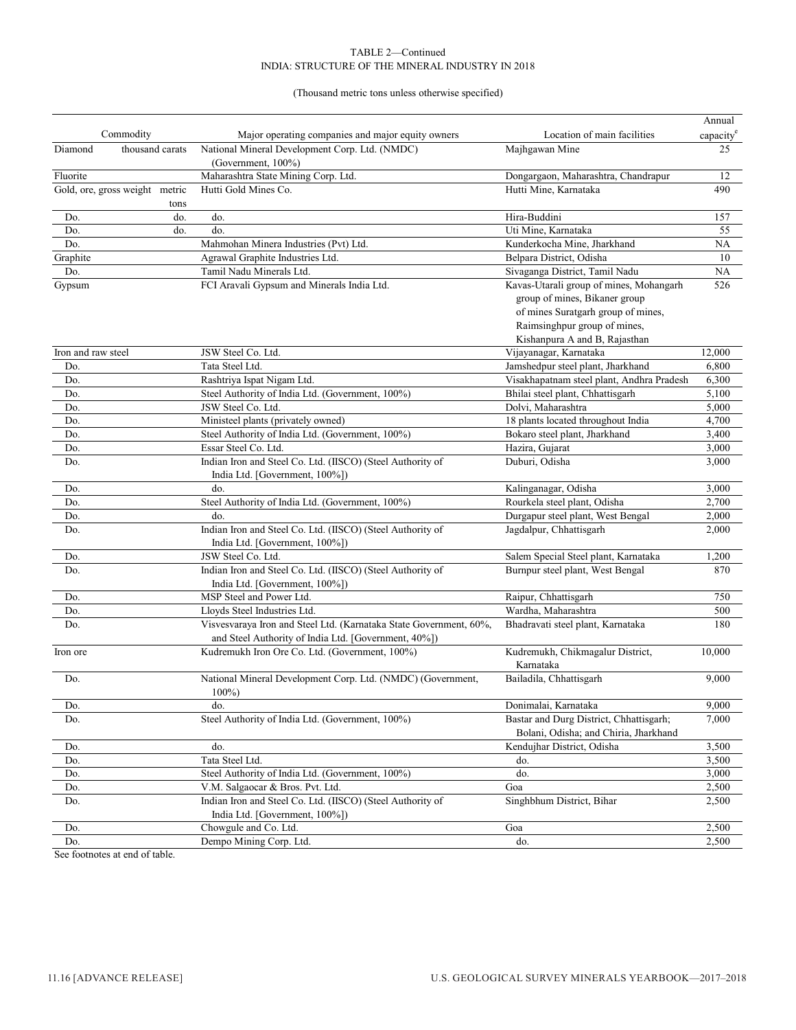TABLE 2—Continued
INDIA: STRUCTURE OF THE MINERAL INDUSTRY IN 2018

(Thousand metric tons unless otherwise specified)

| Commodity | | Major operating companies and major equity owners | Location of main facilities | Annual capacity[e] |
|---|---|---|---|---|
| Diamond | thousand carats | National Mineral Development Corp. Ltd. (NMDC) (Government, 100%) | Majhgawan Mine | 25 |
| Fluorite | | Maharashtra State Mining Corp. Ltd. | Dongargaon, Maharashtra, Chandrapur | 12 |
| Gold, ore, gross weight | metric tons | Hutti Gold Mines Co. | Hutti Mine, Karnataka | 490 |
| Do. | do. | do. | Hira-Buddini | 157 |
| Do. | do. | do. | Uti Mine, Karnataka | 55 |
| Do. | | Mahmohan Minera Industries (Pvt) Ltd. | Kunderkocha Mine, Jharkhand | NA |
| Graphite | | Agrawal Graphite Industries Ltd. | Belpara District, Odisha | 10 |
| Do. | | Tamil Nadu Minerals Ltd. | Sivaganga District, Tamil Nadu | NA |
| Gypsum | | FCI Aravali Gypsum and Minerals India Ltd. | Kavas-Utarali group of mines, Mohangarh group of mines, Bikaner group of mines Suratgarh group of mines, Raimsinghpur group of mines, Kishanpura A and B, Rajasthan | 526 |
| Iron and raw steel | | JSW Steel Co. Ltd. | Vijayanagar, Karnataka | 12,000 |
| Do. | | Tata Steel Ltd. | Jamshedpur steel plant, Jharkhand | 6,800 |
| Do. | | Rashtriya Ispat Nigam Ltd. | Visakhapatnam steel plant, Andhra Pradesh | 6,300 |
| Do. | | Steel Authority of India Ltd. (Government, 100%) | Bhilai steel plant, Chhattisgarh | 5,100 |
| Do. | | JSW Steel Co. Ltd. | Dolvi, Maharashtra | 5,000 |
| Do. | | Ministeel plants (privately owned) | 18 plants located throughout India | 4,700 |
| Do. | | Steel Authority of India Ltd. (Government, 100%) | Bokaro steel plant, Jharkhand | 3,400 |
| Do. | | Essar Steel Co. Ltd. | Hazira, Gujarat | 3,000 |
| Do. | | Indian Iron and Steel Co. Ltd. (IISCO) (Steel Authority of India Ltd. [Government, 100%]) | Duburi, Odisha | 3,000 |
| Do. | | do. | Kalinganagar, Odisha | 3,000 |
| Do. | | Steel Authority of India Ltd. (Government, 100%) | Rourkela steel plant, Odisha | 2,700 |
| Do. | | do. | Durgapur steel plant, West Bengal | 2,000 |
| Do. | | Indian Iron and Steel Co. Ltd. (IISCO) (Steel Authority of India Ltd. [Government, 100%]) | Jagdalpur, Chhattisgarh | 2,000 |
| Do. | | JSW Steel Co. Ltd. | Salem Special Steel plant, Karnataka | 1,200 |
| Do. | | Indian Iron and Steel Co. Ltd. (IISCO) (Steel Authority of India Ltd. [Government, 100%]) | Burnpur steel plant, West Bengal | 870 |
| Do. | | MSP Steel and Power Ltd. | Raipur, Chhattisgarh | 750 |
| Do. | | Lloyds Steel Industries Ltd. | Wardha, Maharashtra | 500 |
| Do. | | Visvesvaraya Iron and Steel Ltd. (Karnataka State Government, 60%, and Steel Authority of India Ltd. [Government, 40%]) | Bhadravati steel plant, Karnataka | 180 |
| Iron ore | | Kudremukh Iron Ore Co. Ltd. (Government, 100%) | Kudremukh, Chikmagalur District, Karnataka | 10,000 |
| Do. | | National Mineral Development Corp. Ltd. (NMDC) (Government, 100%) | Bailadila, Chhattisgarh | 9,000 |
| Do. | | do. | Donimalai, Karnataka | 9,000 |
| Do. | | Steel Authority of India Ltd. (Government, 100%) | Bastar and Durg District, Chhattisgarh; Bolani, Odisha; and Chiria, Jharkhand | 7,000 |
| Do. | | do. | Kendujhar District, Odisha | 3,500 |
| Do. | | Tata Steel Ltd. | do. | 3,500 |
| Do. | | Steel Authority of India Ltd. (Government, 100%) | do. | 3,000 |
| Do. | | V.M. Salgaocar & Bros. Pvt. Ltd. | Goa | 2,500 |
| Do. | | Indian Iron and Steel Co. Ltd. (IISCO) (Steel Authority of India Ltd. [Government, 100%]) | Singhbhum District, Bihar | 2,500 |
| Do. | | Chowgule and Co. Ltd. | Goa | 2,500 |
| Do. | | Dempo Mining Corp. Ltd. | do. | 2,500 |

See footnotes at end of table.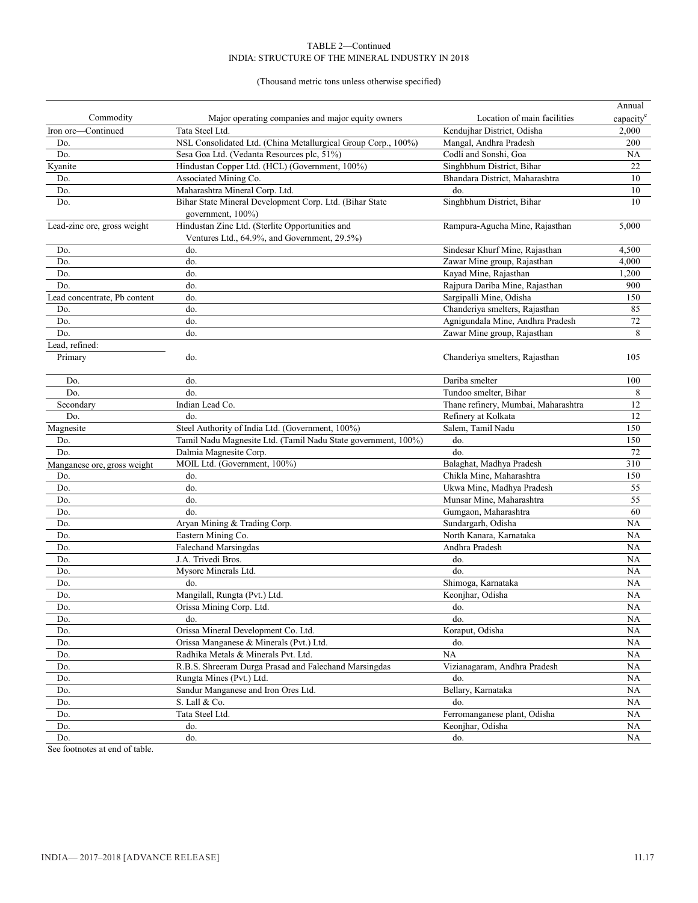TABLE 2—Continued
INDIA: STRUCTURE OF THE MINERAL INDUSTRY IN 2018

(Thousand metric tons unless otherwise specified)

| Commodity | Major operating companies and major equity owners | Location of main facilities | Annual capacity[e] |
|---|---|---|---|
| Iron ore—Continued | Tata Steel Ltd. | Kendujhar District, Odisha | 2,000 |
| Do. | NSL Consolidated Ltd. (China Metallurgical Group Corp., 100%) | Mangal, Andhra Pradesh | 200 |
| Do. | Sesa Goa Ltd. (Vedanta Resources plc, 51%) | Codli and Sonshi, Goa | NA |
| Kyanite | Hindustan Copper Ltd. (HCL) (Government, 100%) | Singhbhum District, Bihar | 22 |
| Do. | Associated Mining Co. | Bhandara District, Maharashtra | 10 |
| Do. | Maharashtra Mineral Corp. Ltd. | do. | 10 |
| Do. | Bihar State Mineral Development Corp. Ltd. (Bihar State government, 100%) | Singhbhum District, Bihar | 10 |
| Lead-zinc ore, gross weight | Hindustan Zinc Ltd. (Sterlite Opportunities and Ventures Ltd., 64.9%, and Government, 29.5%) | Rampura-Agucha Mine, Rajasthan | 5,000 |
| Do. | do. | Sindesar Khurf Mine, Rajasthan | 4,500 |
| Do. | do. | Zawar Mine group, Rajasthan | 4,000 |
| Do. | do. | Kayad Mine, Rajasthan | 1,200 |
| Do. | do. | Rajpura Dariba Mine, Rajasthan | 900 |
| Lead concentrate, Pb content | do. | Sargipalli Mine, Odisha | 150 |
| Do. | do. | Chanderiya smelters, Rajasthan | 85 |
| Do. | do. | Agnigundala Mine, Andhra Pradesh | 72 |
| Do. | do. | Zawar Mine group, Rajasthan | 8 |
| Lead, refined: | | | |
| Primary | do. | Chanderiya smelters, Rajasthan | 105 |
| Do. | do. | Dariba smelter | 100 |
| Do. | do. | Tundoo smelter, Bihar | 8 |
| Secondary | Indian Lead Co. | Thane refinery, Mumbai, Maharashtra | 12 |
| Do. | do. | Refinery at Kolkata | 12 |
| Magnesite | Steel Authority of India Ltd. (Government, 100%) | Salem, Tamil Nadu | 150 |
| Do. | Tamil Nadu Magnesite Ltd. (Tamil Nadu State government, 100%) | do. | 150 |
| Do. | Dalmia Magnesite Corp. | do. | 72 |
| Manganese ore, gross weight | MOIL Ltd. (Government, 100%) | Balaghat, Madhya Pradesh | 310 |
| Do. | do. | Chikla Mine, Maharashtra | 150 |
| Do. | do. | Ukwa Mine, Madhya Pradesh | 55 |
| Do. | do. | Munsar Mine, Maharashtra | 55 |
| Do. | do. | Gumgaon, Maharashtra | 60 |
| Do. | Aryan Mining & Trading Corp. | Sundargarh, Odisha | NA |
| Do. | Eastern Mining Co. | North Kanara, Karnataka | NA |
| Do. | Falechand Marsingdas | Andhra Pradesh | NA |
| Do. | J.A. Trivedi Bros. | do. | NA |
| Do. | Mysore Minerals Ltd. | do. | NA |
| Do. | do. | Shimoga, Karnataka | NA |
| Do. | Mangilall, Rungta (Pvt.) Ltd. | Keonjhar, Odisha | NA |
| Do. | Orissa Mining Corp. Ltd. | do. | NA |
| Do. | do. | do. | NA |
| Do. | Orissa Mineral Development Co. Ltd. | Koraput, Odisha | NA |
| Do. | Orissa Manganese & Minerals (Pvt.) Ltd. | do. | NA |
| Do. | Radhika Metals & Minerals Pvt. Ltd. | NA | NA |
| Do. | R.B.S. Shreeram Durga Prasad and Falechand Marsingdas | Vizianagaram, Andhra Pradesh | NA |
| Do. | Rungta Mines (Pvt.) Ltd. | do. | NA |
| Do. | Sandur Manganese and Iron Ores Ltd. | Bellary, Karnataka | NA |
| Do. | S. Lall & Co. | do. | NA |
| Do. | Tata Steel Ltd. | Ferromanganese plant, Odisha | NA |
| Do. | do. | Keonjhar, Odisha | NA |
| Do. | do. | do. | NA |

See footnotes at end of table.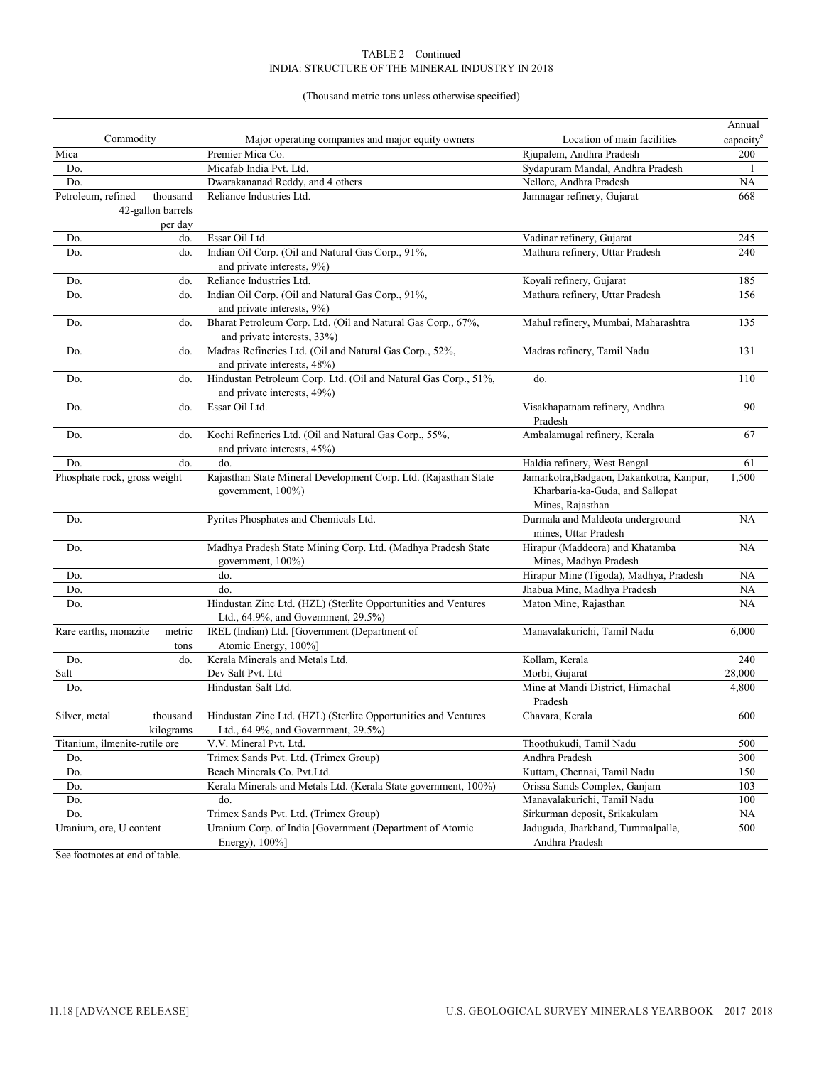TABLE 2—Continued
INDIA: STRUCTURE OF THE MINERAL INDUSTRY IN 2018

(Thousand metric tons unless otherwise specified)

| Commodity | | Major operating companies and major equity owners | Location of main facilities | Annual capacity[e] |
|---|---|---|---|---|
| Mica | | Premier Mica Co. | Rjupalem, Andhra Pradesh | 200 |
| Do. | | Micafab India Pvt. Ltd. | Sydapuram Mandal, Andhra Pradesh | 1 |
| Do. | | Dwarakananad Reddy, and 4 others | Nellore, Andhra Pradesh | NA |
| Petroleum, refined | thousand 42-gallon barrels per day | Reliance Industries Ltd. | Jamnagar refinery, Gujarat | 668 |
| Do. | do. | Essar Oil Ltd. | Vadinar refinery, Gujarat | 245 |
| Do. | do. | Indian Oil Corp. (Oil and Natural Gas Corp., 91%, and private interests, 9%) | Mathura refinery, Uttar Pradesh | 240 |
| Do. | do. | Reliance Industries Ltd. | Koyali refinery, Gujarat | 185 |
| Do. | do. | Indian Oil Corp. (Oil and Natural Gas Corp., 91%, and private interests, 9%) | Mathura refinery, Uttar Pradesh | 156 |
| Do. | do. | Bharat Petroleum Corp. Ltd. (Oil and Natural Gas Corp., 67%, and private interests, 33%) | Mahul refinery, Mumbai, Maharashtra | 135 |
| Do. | do. | Madras Refineries Ltd. (Oil and Natural Gas Corp., 52%, and private interests, 48%) | Madras refinery, Tamil Nadu | 131 |
| Do. | do. | Hindustan Petroleum Corp. Ltd. (Oil and Natural Gas Corp., 51%, and private interests, 49%) | do. | 110 |
| Do. | do. | Essar Oil Ltd. | Visakhapatnam refinery, Andhra Pradesh | 90 |
| Do. | do. | Kochi Refineries Ltd. (Oil and Natural Gas Corp., 55%, and private interests, 45%) | Ambalamugal refinery, Kerala | 67 |
| Do. | do. | do. | Haldia refinery, West Bengal | 61 |
| Phosphate rock, gross weight | | Rajasthan State Mineral Development Corp. Ltd. (Rajasthan State government, 100%) | Jamarkotra,Badgaon, Dakankotra, Kanpur, Kharbaria-ka-Guda, and Sallopat Mines, Rajasthan | 1,500 |
| Do. | | Pyrites Phosphates and Chemicals Ltd. | Durmala and Maldeota underground mines, Uttar Pradesh | NA |
| Do. | | Madhya Pradesh State Mining Corp. Ltd. (Madhya Pradesh State government, 100%) | Hirapur (Maddeora) and Khatamba Mines, Madhya Pradesh | NA |
| Do. | | do. | Hirapur Mine (Tigoda), Madhya, Pradesh | NA |
| Do. | | do. | Jhabua Mine, Madhya Pradesh | NA |
| Do. | | Hindustan Zinc Ltd. (HZL) (Sterlite Opportunities and Ventures Ltd., 64.9%, and Government, 29.5%) | Maton Mine, Rajasthan | NA |
| Rare earths, monazite | metric tons | IREL (Indian) Ltd. [Government (Department of Atomic Energy, 100%] | Manavalakurichi, Tamil Nadu | 6,000 |
| Do. | do. | Kerala Minerals and Metals Ltd. | Kollam, Kerala | 240 |
| Salt | | Dev Salt Pvt. Ltd | Morbi, Gujarat | 28,000 |
| Do. | | Hindustan Salt Ltd. | Mine at Mandi District, Himachal Pradesh | 4,800 |
| Silver, metal | thousand kilograms | Hindustan Zinc Ltd. (HZL) (Sterlite Opportunities and Ventures Ltd., 64.9%, and Government, 29.5%) | Chavara, Kerala | 600 |
| Titanium, ilmenite-rutile ore | | V.V. Mineral Pvt. Ltd. | Thoothukudi, Tamil Nadu | 500 |
| Do. | | Trimex Sands Pvt. Ltd. (Trimex Group) | Andhra Pradesh | 300 |
| Do. | | Beach Minerals Co. Pvt.Ltd. | Kuttam, Chennai, Tamil Nadu | 150 |
| Do. | | Kerala Minerals and Metals Ltd. (Kerala State government, 100%) | Orissa Sands Complex, Ganjam | 103 |
| Do. | | do. | Manavalakurichi, Tamil Nadu | 100 |
| Do. | | Trimex Sands Pvt. Ltd. (Trimex Group) | Sirkurman deposit, Srikakulam | NA |
| Uranium, ore, U content | | Uranium Corp. of India [Government (Department of Atomic Energy), 100%] | Jaduguda, Jharkhand, Tummalpalle, Andhra Pradesh | 500 |

See footnotes at end of table.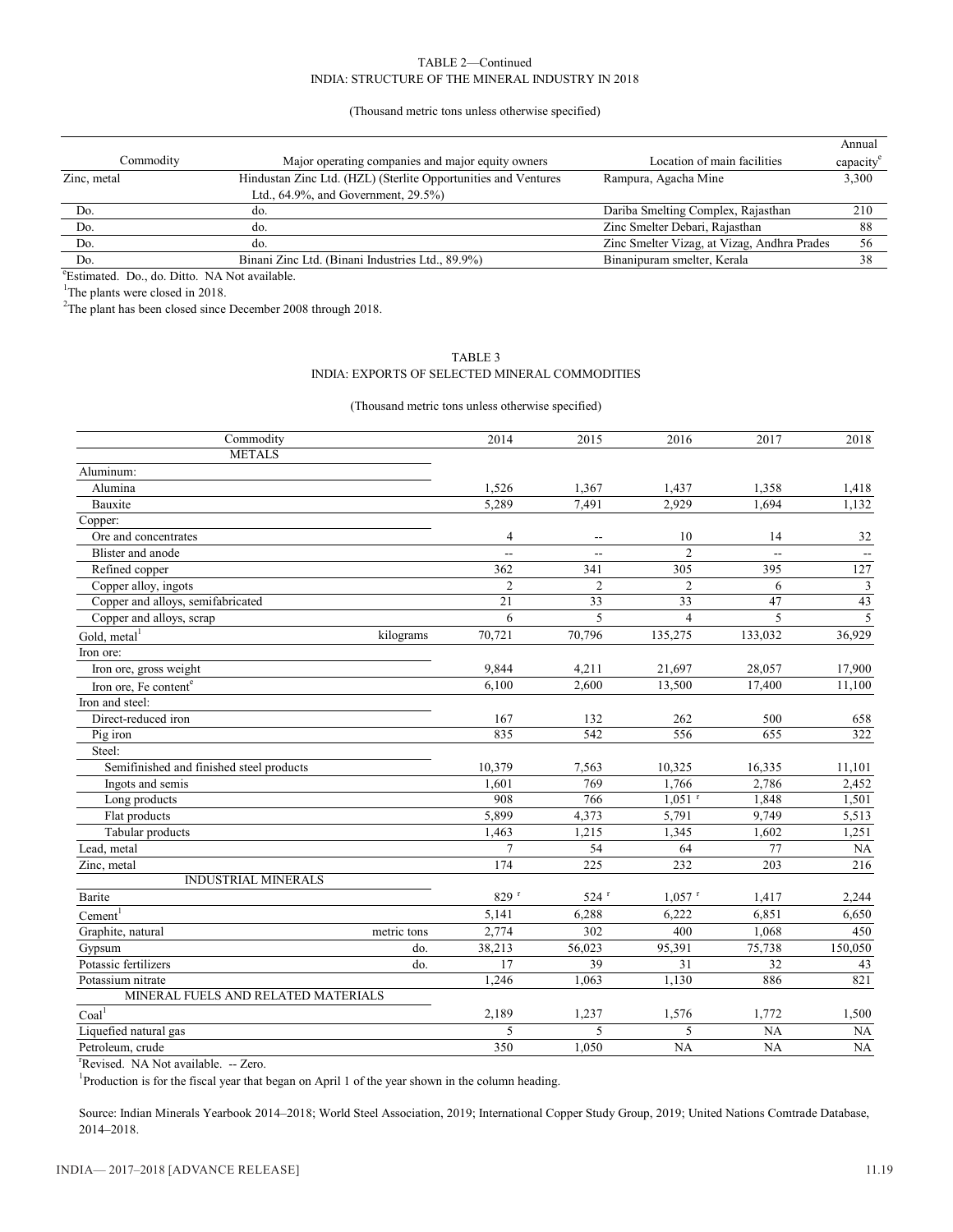TABLE 2—Continued
INDIA: STRUCTURE OF THE MINERAL INDUSTRY IN 2018

(Thousand metric tons unless otherwise specified)

| Commodity | Major operating companies and major equity owners | Location of main facilities | Annual capacity[e] |
|---|---|---|---|
| Zinc, metal | Hindustan Zinc Ltd. (HZL) (Sterlite Opportunities and Ventures Ltd., 64.9%, and Government, 29.5%) | Rampura, Agacha Mine | 3,300 |
| Do. | do. | Dariba Smelting Complex, Rajasthan | 210 |
| Do. | do. | Zinc Smelter Debari, Rajasthan | 88 |
| Do. | do. | Zinc Smelter Vizag, at Vizag, Andhra Prades | 56 |
| Do. | Binani Zinc Ltd. (Binani Industries Ltd., 89.9%) | Binanipuram smelter, Kerala | 38 |

[e]Estimated. Do., do. Ditto. NA Not available.

[1]The plants were closed in 2018.

[2]The plant has been closed since December 2008 through 2018.

TABLE 3
INDIA: EXPORTS OF SELECTED MINERAL COMMODITIES

(Thousand metric tons unless otherwise specified)

| Commodity | | 2014 | 2015 | 2016 | 2017 | 2018 |
|---|---|---|---|---|---|---|
| METALS | | | | | | |
| Aluminum: | | | | | | |
| Alumina | | 1,526 | 1,367 | 1,437 | 1,358 | 1,418 |
| Bauxite | | 5,289 | 7,491 | 2,929 | 1,694 | 1,132 |
| Copper: | | | | | | |
| Ore and concentrates | | 4 | -- | 10 | 14 | 32 |
| Blister and anode | | -- | -- | 2 | -- | -- |
| Refined copper | | 362 | 341 | 305 | 395 | 127 |
| Copper alloy, ingots | | 2 | 2 | 2 | 6 | 3 |
| Copper and alloys, semifabricated | | 21 | 33 | 33 | 47 | 43 |
| Copper and alloys, scrap | | 6 | 5 | 4 | 5 | 5 |
| Gold, metal[1] | kilograms | 70,721 | 70,796 | 135,275 | 133,032 | 36,929 |
| Iron ore: | | | | | | |
| Iron ore, gross weight | | 9,844 | 4,211 | 21,697 | 28,057 | 17,900 |
| Iron ore, Fe content[e] | | 6,100 | 2,600 | 13,500 | 17,400 | 11,100 |
| Iron and steel: | | | | | | |
| Direct-reduced iron | | 167 | 132 | 262 | 500 | 658 |
| Pig iron | | 835 | 542 | 556 | 655 | 322 |
| Steel: | | | | | | |
| Semifinished and finished steel products | | 10,379 | 7,563 | 10,325 | 16,335 | 11,101 |
| Ingots and semis | | 1,601 | 769 | 1,766 | 2,786 | 2,452 |
| Long products | | 908 | 766 | 1,051 [r] | 1,848 | 1,501 |
| Flat products | | 5,899 | 4,373 | 5,791 | 9,749 | 5,513 |
| Tabular products | | 1,463 | 1,215 | 1,345 | 1,602 | 1,251 |
| Lead, metal | | 7 | 54 | 64 | 77 | NA |
| Zinc, metal | | 174 | 225 | 232 | 203 | 216 |
| INDUSTRIAL MINERALS | | | | | | |
| Barite | | 829 [r] | 524 [r] | 1,057 [r] | 1,417 | 2,244 |
| Cement[1] | | 5,141 | 6,288 | 6,222 | 6,851 | 6,650 |
| Graphite, natural | metric tons | 2,774 | 302 | 400 | 1,068 | 450 |
| Gypsum | do. | 38,213 | 56,023 | 95,391 | 75,738 | 150,050 |
| Potassic fertilizers | do. | 17 | 39 | 31 | 32 | 43 |
| Potassium nitrate | | 1,246 | 1,063 | 1,130 | 886 | 821 |
| MINERAL FUELS AND RELATED MATERIALS | | | | | | |
| Coal[1] | | 2,189 | 1,237 | 1,576 | 1,772 | 1,500 |
| Liquefied natural gas | | 5 | 5 | 5 | NA | NA |
| Petroleum, crude | | 350 | 1,050 | NA | NA | NA |

[r]Revised. NA Not available. -- Zero.

[1]Production is for the fiscal year that began on April 1 of the year shown in the column heading.

Source: Indian Minerals Yearbook 2014–2018; World Steel Association, 2019; International Copper Study Group, 2019; United Nations Comtrade Database, 2014–2018.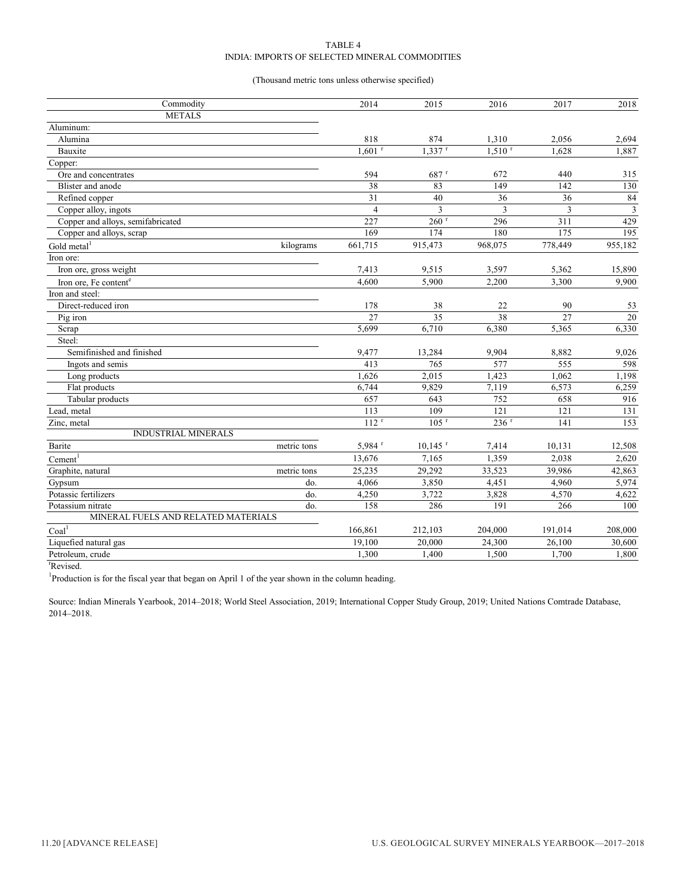TABLE 4
INDIA: IMPORTS OF SELECTED MINERAL COMMODITIES

(Thousand metric tons unless otherwise specified)

| Commodity | | 2014 | 2015 | 2016 | 2017 | 2018 |
|---|---|---|---|---|---|---|
| METALS | | | | | | |
| Aluminum: | | | | | | |
| Alumina | | 818 | 874 | 1,310 | 2,056 | 2,694 |
| Bauxite | | 1,601 r | 1,337 r | 1,510 r | 1,628 | 1,887 |
| Copper: | | | | | | |
| Ore and concentrates | | 594 | 687 r | 672 | 440 | 315 |
| Blister and anode | | 38 | 83 | 149 | 142 | 130 |
| Refined copper | | 31 | 40 | 36 | 36 | 84 |
| Copper alloy, ingots | | 4 | 3 | 3 | 3 | 3 |
| Copper and alloys, semifabricated | | 227 | 260 r | 296 | 311 | 429 |
| Copper and alloys, scrap | | 169 | 174 | 180 | 175 | 195 |
| Gold metal[1] | kilograms | 661,715 | 915,473 | 968,075 | 778,449 | 955,182 |
| Iron ore: | | | | | | |
| Iron ore, gross weight | | 7,413 | 9,515 | 3,597 | 5,362 | 15,890 |
| Iron ore, Fe content[e] | | 4,600 | 5,900 | 2,200 | 3,300 | 9,900 |
| Iron and steel: | | | | | | |
| Direct-reduced iron | | 178 | 38 | 22 | 90 | 53 |
| Pig iron | | 27 | 35 | 38 | 27 | 20 |
| Scrap | | 5,699 | 6,710 | 6,380 | 5,365 | 6,330 |
| Steel: | | | | | | |
| Semifinished and finished | | 9,477 | 13,284 | 9,904 | 8,882 | 9,026 |
| Ingots and semis | | 413 | 765 | 577 | 555 | 598 |
| Long products | | 1,626 | 2,015 | 1,423 | 1,062 | 1,198 |
| Flat products | | 6,744 | 9,829 | 7,119 | 6,573 | 6,259 |
| Tabular products | | 657 | 643 | 752 | 658 | 916 |
| Lead, metal | | 113 | 109 | 121 | 121 | 131 |
| Zinc, metal | | 112 r | 105 r | 236 r | 141 | 153 |
| INDUSTRIAL MINERALS | | | | | | |
| Barite | metric tons | 5,984 r | 10,145 r | 7,414 | 10,131 | 12,508 |
| Cement[1] | | 13,676 | 7,165 | 1,359 | 2,038 | 2,620 |
| Graphite, natural | metric tons | 25,235 | 29,292 | 33,523 | 39,986 | 42,863 |
| Gypsum | do. | 4,066 | 3,850 | 4,451 | 4,960 | 5,974 |
| Potassic fertilizers | do. | 4,250 | 3,722 | 3,828 | 4,570 | 4,622 |
| Potassium nitrate | do. | 158 | 286 | 191 | 266 | 100 |
| MINERAL FUELS AND RELATED MATERIALS | | | | | | |
| Coal[1] | | 166,861 | 212,103 | 204,000 | 191,014 | 208,000 |
| Liquefied natural gas | | 19,100 | 20,000 | 24,300 | 26,100 | 30,600 |
| Petroleum, crude | | 1,300 | 1,400 | 1,500 | 1,700 | 1,800 |

[r]Revised.

[1]Production is for the fiscal year that began on April 1 of the year shown in the column heading.

Source: Indian Minerals Yearbook, 2014–2018; World Steel Association, 2019; International Copper Study Group, 2019; United Nations Comtrade Database, 2014–2018.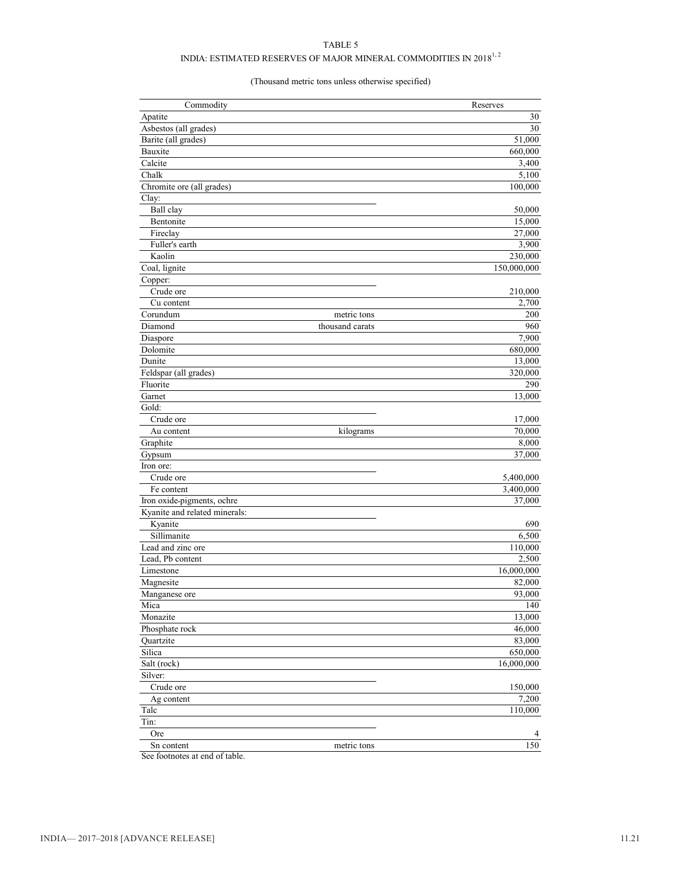TABLE 5

INDIA: ESTIMATED RESERVES OF MAJOR MINERAL COMMODITIES IN 2018[1, 2]

(Thousand metric tons unless otherwise specified)

| Commodity | | Reserves |
|---|---|---|
| Apatite | | 30 |
| Asbestos (all grades) | | 30 |
| Barite (all grades) | | 51,000 |
| Bauxite | | 660,000 |
| Calcite | | 3,400 |
| Chalk | | 5,100 |
| Chromite ore (all grades) | | 100,000 |
| Clay: | | |
| Ball clay | | 50,000 |
| Bentonite | | 15,000 |
| Fireclay | | 27,000 |
| Fuller's earth | | 3,900 |
| Kaolin | | 230,000 |
| Coal, lignite | | 150,000,000 |
| Copper: | | |
| Crude ore | | 210,000 |
| Cu content | | 2,700 |
| Corundum | metric tons | 200 |
| Diamond | thousand carats | 960 |
| Diaspore | | 7,900 |
| Dolomite | | 680,000 |
| Dunite | | 13,000 |
| Feldspar (all grades) | | 320,000 |
| Fluorite | | 290 |
| Garnet | | 13,000 |
| Gold: | | |
| Crude ore | | 17,000 |
| Au content | kilograms | 70,000 |
| Graphite | | 8,000 |
| Gypsum | | 37,000 |
| Iron ore: | | |
| Crude ore | | 5,400,000 |
| Fe content | | 3,400,000 |
| Iron oxide-pigments, ochre | | 37,000 |
| Kyanite and related minerals: | | |
| Kyanite | | 690 |
| Sillimanite | | 6,500 |
| Lead and zinc ore | | 110,000 |
| Lead, Pb content | | 2,500 |
| Limestone | | 16,000,000 |
| Magnesite | | 82,000 |
| Manganese ore | | 93,000 |
| Mica | | 140 |
| Monazite | | 13,000 |
| Phosphate rock | | 46,000 |
| Quartzite | | 83,000 |
| Silica | | 650,000 |
| Salt (rock) | | 16,000,000 |
| Silver: | | |
| Crude ore | | 150,000 |
| Ag content | | 7,200 |
| Talc | | 110,000 |
| Tin: | | |
| Ore | | 4 |
| Sn content | metric tons | 150 |

See footnotes at end of table.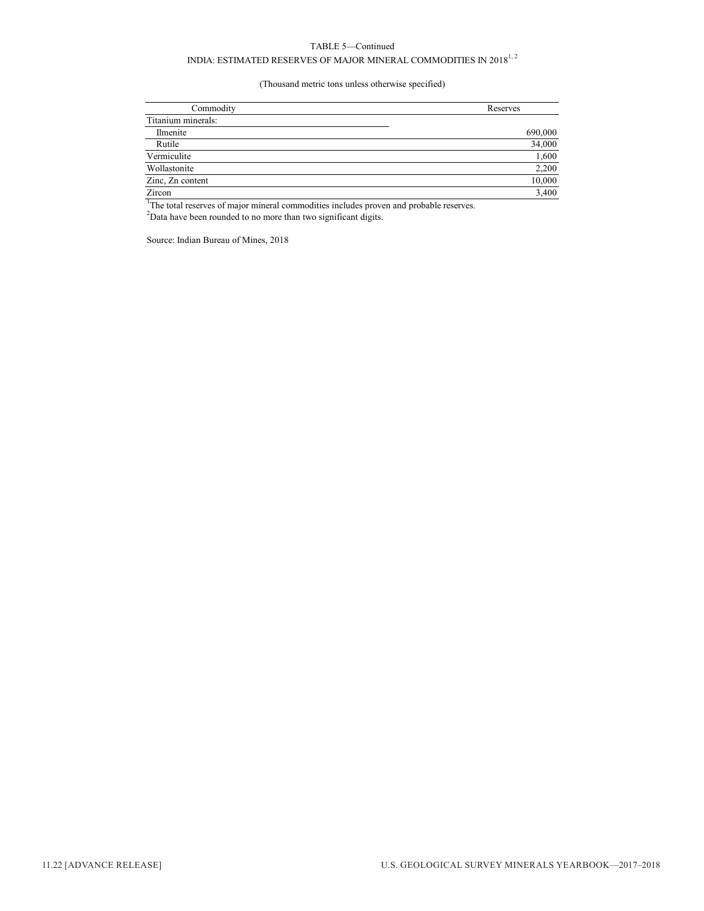TABLE 5—Continued

INDIA: ESTIMATED RESERVES OF MAJOR MINERAL COMMODITIES IN 2018[1, 2]

(Thousand metric tons unless otherwise specified)

| Commodity | Reserves |
|---|---|
| Titanium minerals: | |
| Ilmenite | 690,000 |
| Rutile | 34,000 |
| Vermiculite | 1,600 |
| Wollastonite | 2,200 |
| Zinc, Zn content | 10,000 |
| Zircon | 3,400 |

[1]The total reserves of major mineral commodities includes proven and probable reserves.

[2]Data have been rounded to no more than two significant digits.

Source: Indian Bureau of Mines, 2018